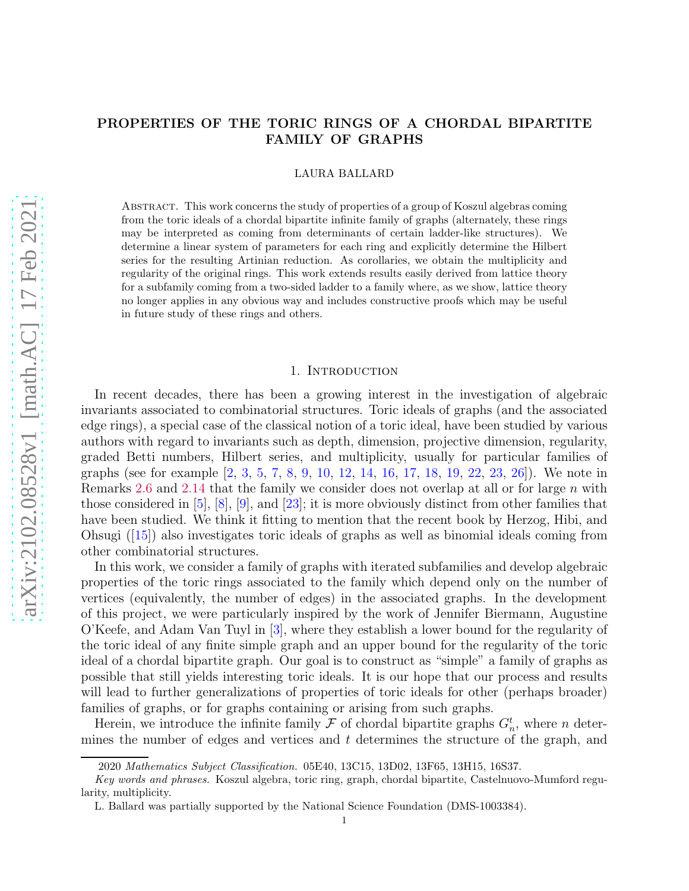# PROPERTIES OF THE TORIC RINGS OF A CHORDAL BIPARTITE FAMILY OF GRAPHS

LAURA BALLARD

Abstract. This work concerns the study of properties of a group of Koszul algebras coming from the toric ideals of a chordal bipartite infinite family of graphs (alternately, these rings may be interpreted as coming from determinants of certain ladder-like structures). We determine a linear system of parameters for each ring and explicitly determine the Hilbert series for the resulting Artinian reduction. As corollaries, we obtain the multiplicity and regularity of the original rings. This work extends results easily derived from lattice theory for a subfamily coming from a two-sided ladder to a family where, as we show, lattice theory no longer applies in any obvious way and includes constructive proofs which may be useful in future study of these rings and others.

## 1. Introduction

In recent decades, there has been a growing interest in the investigation of algebraic invariants associated to combinatorial structures. Toric ideals of graphs (and the associated edge rings), a special case of the classical notion of a toric ideal, have been studied by various authors with regard to invariants such as depth, dimension, projective dimension, regularity, graded Betti numbers, Hilbert series, and multiplicity, usually for particular families of graphs (see for example [2, 3, 5, 7, 8, 9, 10, 12, 14, 16, 17, 18, 19, 22, 23, 26]). We note in Remarks 2.6 and 2.14 that the family we consider does not overlap at all or for large $n$ with those considered in [5], [8], [9], and [23]; it is more obviously distinct from other families that have been studied. We think it fitting to mention that the recent book by Herzog, Hibi, and Ohsugi ([15]) also investigates toric ideals of graphs as well as binomial ideals coming from other combinatorial structures.

In this work, we consider a family of graphs with iterated subfamilies and develop algebraic properties of the toric rings associated to the family which depend only on the number of vertices (equivalently, the number of edges) in the associated graphs. In the development of this project, we were particularly inspired by the work of Jennifer Biermann, Augustine O'Keefe, and Adam Van Tuyl in [3], where they establish a lower bound for the regularity of the toric ideal of any finite simple graph and an upper bound for the regularity of the toric ideal of a chordal bipartite graph. Our goal is to construct as "simple" a family of graphs as possible that still yields interesting toric ideals. It is our hope that our process and results will lead to further generalizations of properties of toric ideals for other (perhaps broader) families of graphs, or for graphs containing or arising from such graphs.

Herein, we introduce the infinite family $\mathcal{F}$ of chordal bipartite graphs $G_n^t$, where $n$ determines the number of edges and vertices and $t$ determines the structure of the graph, and

2020 *Mathematics Subject Classification.* 05E40, 13C15, 13D02, 13F65, 13H15, 16S37.

*Key words and phrases.* Koszul algebra, toric ring, graph, chordal bipartite, Castelnuovo-Mumford regularity, multiplicity.

L. Ballard was partially supported by the National Science Foundation (DMS-1003384).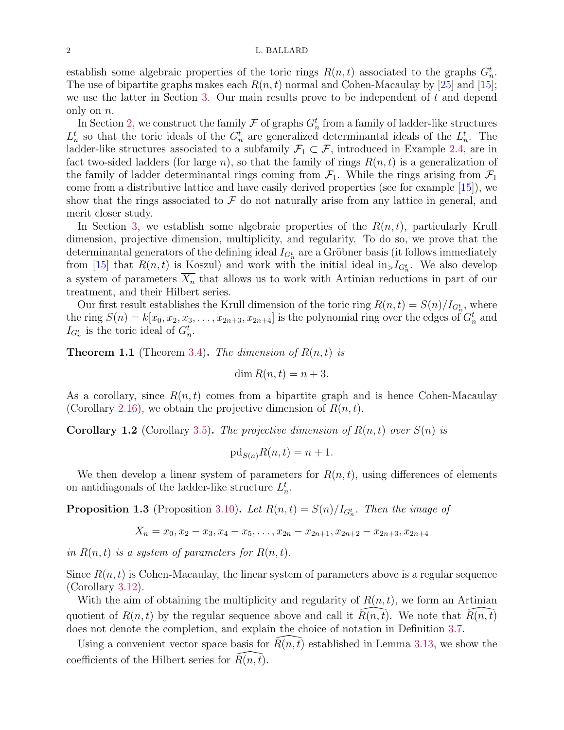establish some algebraic properties of the toric rings $R(n,t)$ associated to the graphs $G_n^t$. The use of bipartite graphs makes each $R(n,t)$ normal and Cohen-Macaulay by [25] and [15]; we use the latter in Section 3. Our main results prove to be independent of $t$ and depend only on $n$.

In Section 2, we construct the family $\mathcal{F}$ of graphs $G_n^t$ from a family of ladder-like structures $L_n^t$ so that the toric ideals of the $G_n^t$ are generalized determinantal ideals of the $L_n^t$. The ladder-like structures associated to a subfamily $\mathcal{F}_1 \subset \mathcal{F}$, introduced in Example 2.4, are in fact two-sided ladders (for large $n$), so that the family of rings $R(n,t)$ is a generalization of the family of ladder determinantal rings coming from $\mathcal{F}_1$. While the rings arising from $\mathcal{F}_1$ come from a distributive lattice and have easily derived properties (see for example [15]), we show that the rings associated to $\mathcal{F}$ do not naturally arise from any lattice in general, and merit closer study.

In Section 3, we establish some algebraic properties of the $R(n,t)$, particularly Krull dimension, projective dimension, multiplicity, and regularity. To do so, we prove that the determinantal generators of the defining ideal $I_{G_n^t}$ are a Gröbner basis (it follows immediately from [15] that $R(n,t)$ is Koszul) and work with the initial ideal $\text{in}_> I_{G_n^t}$. We also develop a system of parameters $\overline{X_n}$ that allows us to work with Artinian reductions in part of our treatment, and their Hilbert series.

Our first result establishes the Krull dimension of the toric ring $R(n,t) = S(n)/I_{G_n^t}$, where the ring $S(n) = k[x_0, x_2, x_3, \ldots, x_{2n+3}, x_{2n+4}]$ is the polynomial ring over the edges of $G_n^t$ and $I_{G_n^t}$ is the toric ideal of $G_n^t$.

**Theorem 1.1** (Theorem 3.4)**.** *The dimension of $R(n,t)$ is*

$$\dim R(n,t) = n+3.$$

As a corollary, since $R(n,t)$ comes from a bipartite graph and is hence Cohen-Macaulay (Corollary 2.16), we obtain the projective dimension of $R(n,t)$.

**Corollary 1.2** (Corollary 3.5)**.** *The projective dimension of $R(n,t)$ over $S(n)$ is*

$$\text{pd}_{S(n)} R(n,t) = n+1.$$

We then develop a linear system of parameters for $R(n,t)$, using differences of elements on antidiagonals of the ladder-like structure $L_n^t$.

**Proposition 1.3** (Proposition 3.10)**.** *Let $R(n,t) = S(n)/I_{G_n^t}$. Then the image of*

$$X_n = x_0, x_2 - x_3, x_4 - x_5, \ldots, x_{2n} - x_{2n+1}, x_{2n+2} - x_{2n+3}, x_{2n+4}$$

*in $R(n,t)$ is a system of parameters for $R(n,t)$.*

Since $R(n,t)$ is Cohen-Macaulay, the linear system of parameters above is a regular sequence (Corollary 3.12).

With the aim of obtaining the multiplicity and regularity of $R(n,t)$, we form an Artinian quotient of $R(n,t)$ by the regular sequence above and call it $\widehat{R(n,t)}$. We note that $\widehat{R(n,t)}$ does not denote the completion, and explain the choice of notation in Definition 3.7.

Using a convenient vector space basis for $\widehat{R(n,t)}$ established in Lemma 3.13, we show the coefficients of the Hilbert series for $\widehat{R(n,t)}$.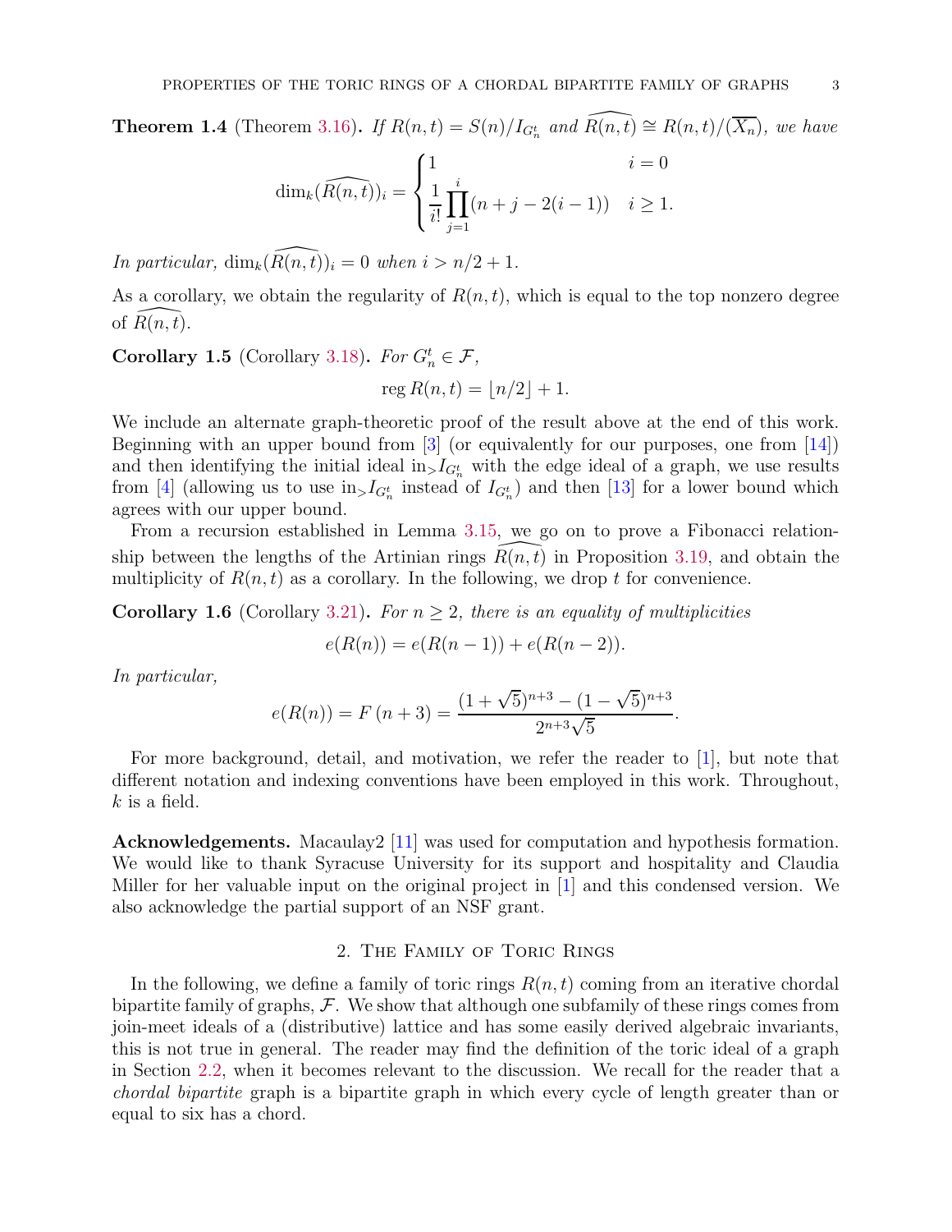**Theorem 1.4** (Theorem 3.16)**.** *If $R(n,t) = S(n)/I_{G_n^t}$ and $\widehat{R(n,t)} \cong R(n,t)/(\overline{X_n})$, we have*

$$\dim_k(\widehat{R(n,t)})_i = \begin{cases} 1 & i = 0 \\ \dfrac{1}{i!}\displaystyle\prod_{j=1}^{i}(n+j-2(i-1)) & i \geq 1. \end{cases}$$

*In particular, $\dim_k(\widehat{R(n,t)})_i = 0$ when $i > n/2 + 1$.*

As a corollary, we obtain the regularity of $R(n,t)$, which is equal to the top nonzero degree of $\widehat{R(n,t)}$.

**Corollary 1.5** (Corollary 3.18)**.** *For $G_n^t \in \mathcal{F}$,*

$$\operatorname{reg} R(n,t) = \lfloor n/2 \rfloor + 1.$$

We include an alternate graph-theoretic proof of the result above at the end of this work. Beginning with an upper bound from [3] (or equivalently for our purposes, one from [14]) and then identifying the initial ideal $\text{in}_> I_{G_n^t}$ with the edge ideal of a graph, we use results from [4] (allowing us to use $\text{in}_> I_{G_n^t}$ instead of $I_{G_n^t}$) and then [13] for a lower bound which agrees with our upper bound.

From a recursion established in Lemma 3.15, we go on to prove a Fibonacci relationship between the lengths of the Artinian rings $\widehat{R(n,t)}$ in Proposition 3.19, and obtain the multiplicity of $R(n,t)$ as a corollary. In the following, we drop $t$ for convenience.

**Corollary 1.6** (Corollary 3.21)**.** *For $n \geq 2$, there is an equality of multiplicities*

$$e(R(n)) = e(R(n-1)) + e(R(n-2)).$$

*In particular,*

$$e(R(n)) = F\,(n+3) = \frac{(1+\sqrt{5})^{n+3} - (1-\sqrt{5})^{n+3}}{2^{n+3}\sqrt{5}}.$$

For more background, detail, and motivation, we refer the reader to [1], but note that different notation and indexing conventions have been employed in this work. Throughout, $k$ is a field.

**Acknowledgements.** Macaulay2 [11] was used for computation and hypothesis formation. We would like to thank Syracuse University for its support and hospitality and Claudia Miller for her valuable input on the original project in [1] and this condensed version. We also acknowledge the partial support of an NSF grant.

## 2. The Family of Toric Rings

In the following, we define a family of toric rings $R(n,t)$ coming from an iterative chordal bipartite family of graphs, $\mathcal{F}$. We show that although one subfamily of these rings comes from join-meet ideals of a (distributive) lattice and has some easily derived algebraic invariants, this is not true in general. The reader may find the definition of the toric ideal of a graph in Section 2.2, when it becomes relevant to the discussion. We recall for the reader that a *chordal bipartite* graph is a bipartite graph in which every cycle of length greater than or equal to six has a chord.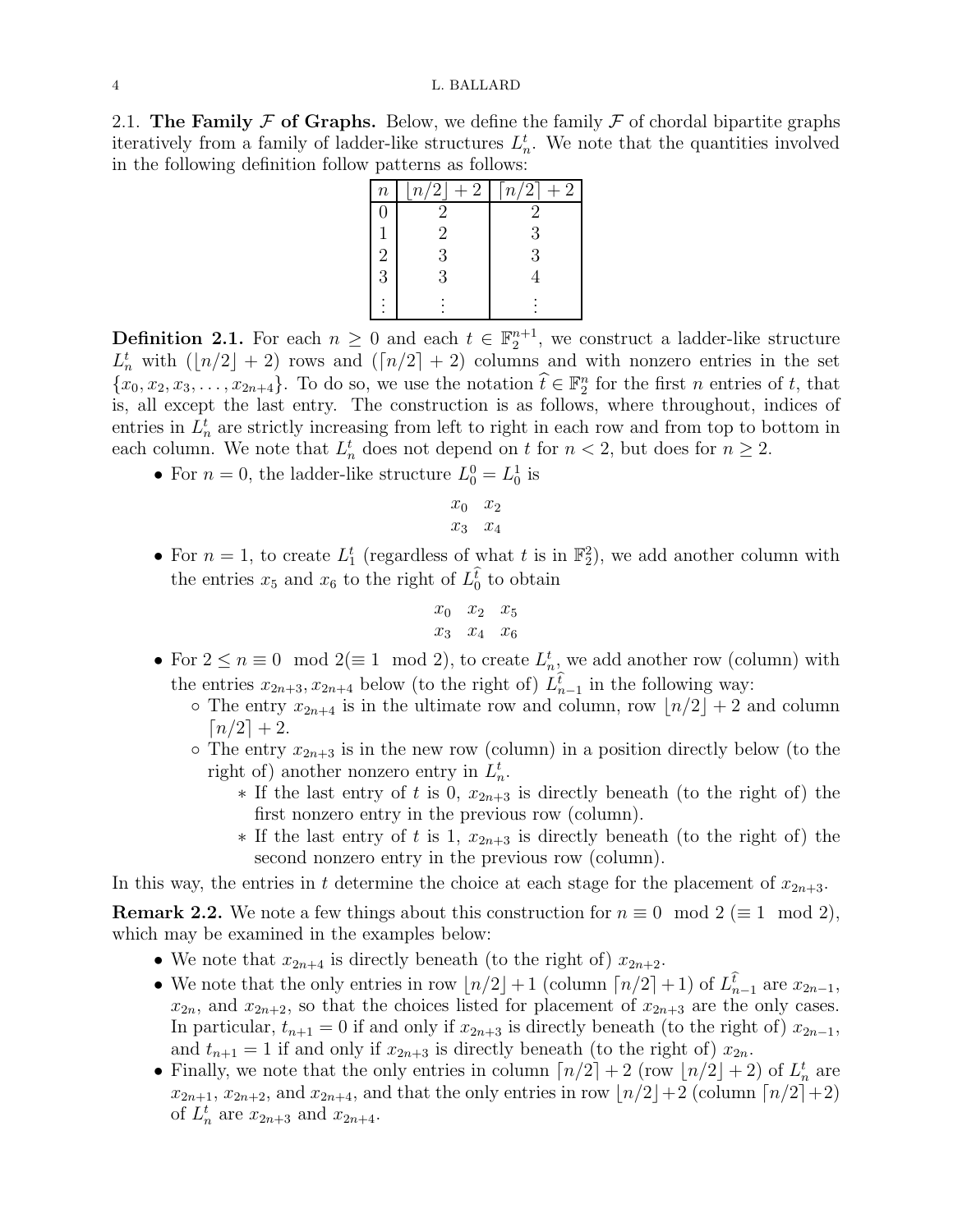### 2.1. The Family $\mathcal{F}$ of Graphs.

Below, we define the family $\mathcal{F}$ of chordal bipartite graphs iteratively from a family of ladder-like structures $L_n^t$. We note that the quantities involved in the following definition follow patterns as follows:

| $n$ | $\lfloor n/2 \rfloor + 2$ | $\lceil n/2 \rceil + 2$ |
|---|---|---|
| 0 | 2 | 2 |
| 1 | 2 | 3 |
| 2 | 3 | 3 |
| 3 | 3 | 4 |
| $\vdots$ | $\vdots$ | $\vdots$ |

**Definition 2.1.** For each $n \geq 0$ and each $t \in \mathbb{F}_2^{n+1}$, we construct a ladder-like structure $L_n^t$ with $(\lfloor n/2 \rfloor + 2)$ rows and $(\lceil n/2 \rceil + 2)$ columns and with nonzero entries in the set $\{x_0, x_2, x_3, \ldots, x_{2n+4}\}$. To do so, we use the notation $\widehat{t} \in \mathbb{F}_2^n$ for the first $n$ entries of $t$, that is, all except the last entry. The construction is as follows, where throughout, indices of entries in $L_n^t$ are strictly increasing from left to right in each row and from top to bottom in each column. We note that $L_n^t$ does not depend on $t$ for $n < 2$, but does for $n \geq 2$.

- For $n = 0$, the ladder-like structure $L_0^0 = L_0^1$ is

$$\begin{matrix} x_0 & x_2 \\ x_3 & x_4 \end{matrix}$$

- For $n = 1$, to create $L_1^t$ (regardless of what $t$ is in $\mathbb{F}_2^2$), we add another column with the entries $x_5$ and $x_6$ to the right of $L_0^{\widehat{t}}$ to obtain

$$\begin{matrix} x_0 & x_2 & x_5 \\ x_3 & x_4 & x_6 \end{matrix}$$

- For $2 \leq n \equiv 0 \mod 2 (\equiv 1 \mod 2)$, to create $L_n^t$, we add another row (column) with the entries $x_{2n+3}, x_{2n+4}$ below (to the right of) $L_{n-1}^{\widehat{t}}$ in the following way:
  - The entry $x_{2n+4}$ is in the ultimate row and column, row $\lfloor n/2 \rfloor + 2$ and column $\lceil n/2 \rceil + 2$.
  - The entry $x_{2n+3}$ is in the new row (column) in a position directly below (to the right of) another nonzero entry in $L_n^t$.
    - If the last entry of $t$ is 0, $x_{2n+3}$ is directly beneath (to the right of) the first nonzero entry in the previous row (column).
    - If the last entry of $t$ is 1, $x_{2n+3}$ is directly beneath (to the right of) the second nonzero entry in the previous row (column).

In this way, the entries in $t$ determine the choice at each stage for the placement of $x_{2n+3}$.

**Remark 2.2.** We note a few things about this construction for $n \equiv 0 \mod 2$ ($\equiv 1 \mod 2$), which may be examined in the examples below:

- We note that $x_{2n+4}$ is directly beneath (to the right of) $x_{2n+2}$.
- We note that the only entries in row $\lfloor n/2 \rfloor + 1$ (column $\lceil n/2 \rceil + 1$) of $L_{n-1}^{\widehat{t}}$ are $x_{2n-1}$, $x_{2n}$, and $x_{2n+2}$, so that the choices listed for placement of $x_{2n+3}$ are the only cases. In particular, $t_{n+1} = 0$ if and only if $x_{2n+3}$ is directly beneath (to the right of) $x_{2n-1}$, and $t_{n+1} = 1$ if and only if $x_{2n+3}$ is directly beneath (to the right of) $x_{2n}$.
- Finally, we note that the only entries in column $\lceil n/2 \rceil + 2$ (row $\lfloor n/2 \rfloor + 2$) of $L_n^t$ are $x_{2n+1}$, $x_{2n+2}$, and $x_{2n+4}$, and that the only entries in row $\lfloor n/2 \rfloor + 2$ (column $\lceil n/2 \rceil + 2$) of $L_n^t$ are $x_{2n+3}$ and $x_{2n+4}$.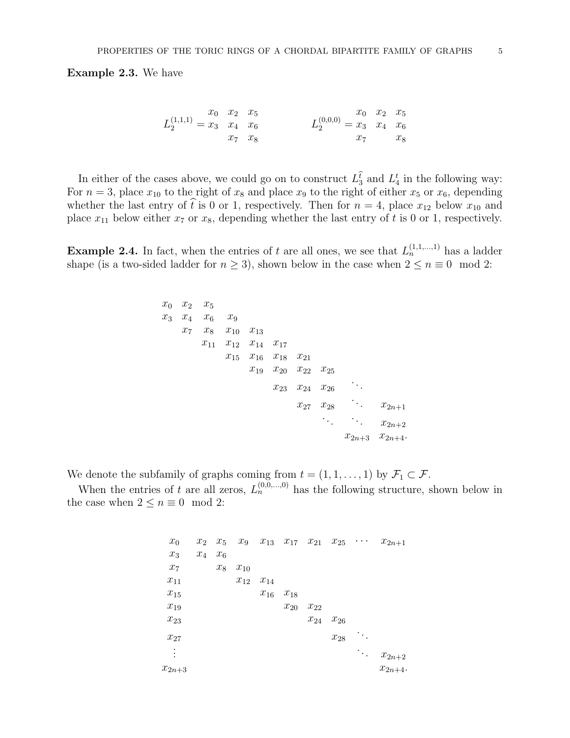**Example 2.3.** We have

$$L_2^{(1,1,1)} = \begin{array}{ccc} x_0 & x_2 & x_5 \\ x_3 & x_4 & x_6 \\ & x_7 & x_8 \end{array} \qquad\qquad L_2^{(0,0,0)} = \begin{array}{ccc} x_0 & x_2 & x_5 \\ x_3 & x_4 & x_6 \\ x_7 & & x_8 \end{array}$$

In either of the cases above, we could go on to construct $L_3^{\widehat{t}}$ and $L_4^t$ in the following way: For $n = 3$, place $x_{10}$ to the right of $x_8$ and place $x_9$ to the right of either $x_5$ or $x_6$, depending whether the last entry of $\widehat{t}$ is 0 or 1, respectively. Then for $n = 4$, place $x_{12}$ below $x_{10}$ and place $x_{11}$ below either $x_7$ or $x_8$, depending whether the last entry of $t$ is 0 or 1, respectively.

**Example 2.4.** In fact, when the entries of $t$ are all ones, we see that $L_n^{(1,1,\ldots,1)}$ has a ladder shape (is a two-sided ladder for $n \geq 3$), shown below in the case when $2 \leq n \equiv 0 \mod 2$:

$$\begin{array}{cccccccccc}
x_0 & x_2 & x_5 & & & & & & & \\
x_3 & x_4 & x_6 & x_9 & & & & & & \\
 & x_7 & x_8 & x_{10} & x_{13} & & & & & \\
 & & x_{11} & x_{12} & x_{14} & x_{17} & & & & \\
 & & & x_{15} & x_{16} & x_{18} & x_{21} & & & \\
 & & & & x_{19} & x_{20} & x_{22} & x_{25} & & \\
 & & & & & x_{23} & x_{24} & x_{26} & \ddots & \\
 & & & & & & x_{27} & x_{28} & \ddots & x_{2n+1} \\
 & & & & & & & \ddots & \ddots & x_{2n+2} \\
 & & & & & & & & x_{2n+3} & x_{2n+4}.
\end{array}$$

We denote the subfamily of graphs coming from $t = (1, 1, \ldots, 1)$ by $\mathcal{F}_1 \subset \mathcal{F}$.

When the entries of $t$ are all zeros, $L_n^{(0,0,\ldots,0)}$ has the following structure, shown below in the case when $2 \leq n \equiv 0 \mod 2$:

$$\begin{array}{cccccccccc}
x_0 & x_2 & x_5 & x_9 & x_{13} & x_{17} & x_{21} & x_{25} & \cdots & x_{2n+1} \\
x_3 & x_4 & x_6 & & & & & & & \\
x_7 & & x_8 & x_{10} & & & & & & \\
x_{11} & & & x_{12} & x_{14} & & & & & \\
x_{15} & & & & x_{16} & x_{18} & & & & \\
x_{19} & & & & & x_{20} & x_{22} & & & \\
x_{23} & & & & & & x_{24} & x_{26} & & \\
x_{27} & & & & & & & x_{28} & \ddots & \\
\vdots & & & & & & & & \ddots & x_{2n+2} \\
x_{2n+3} & & & & & & & & & x_{2n+4}.
\end{array}$$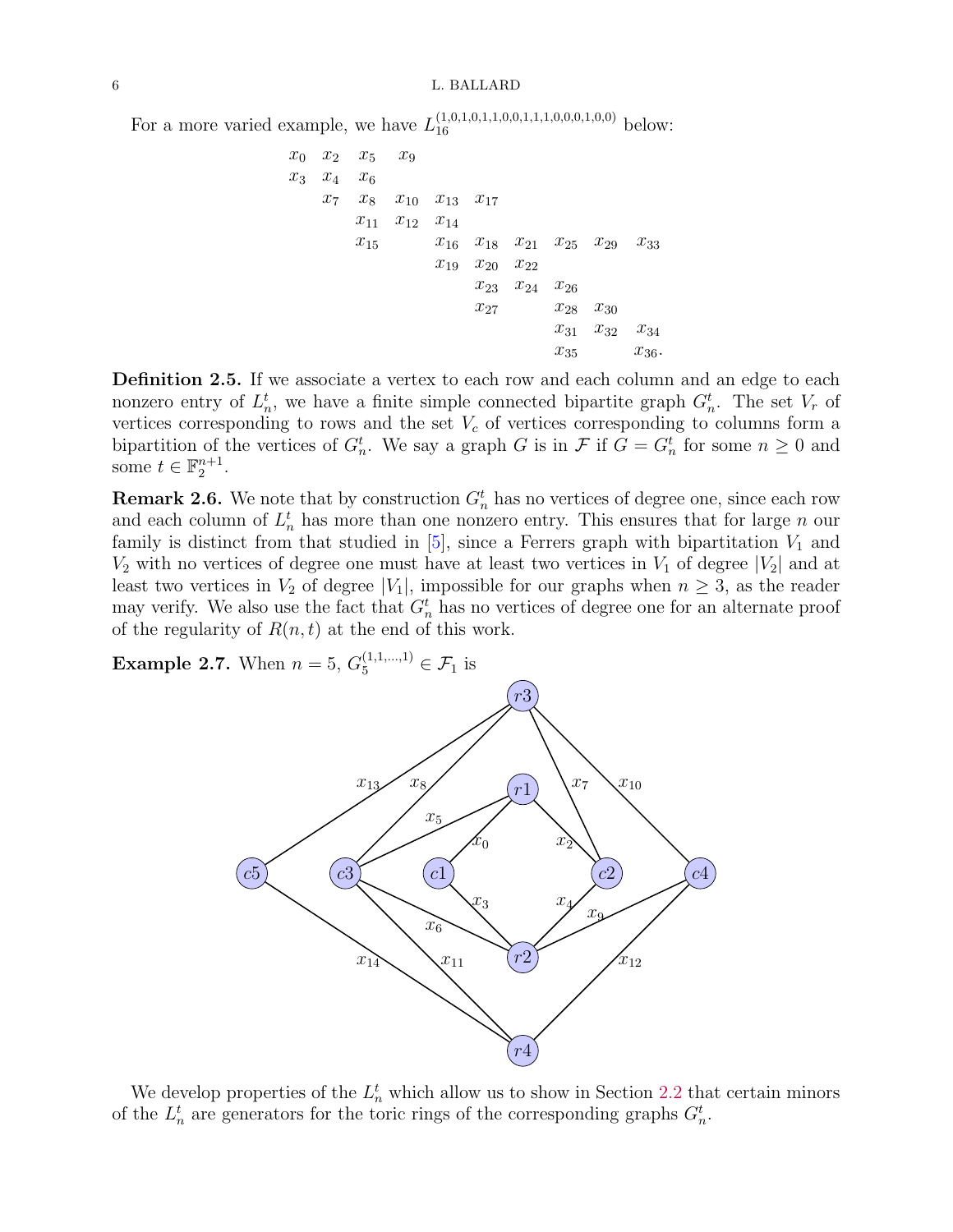For a more varied example, we have $L_{16}^{(1,0,1,0,1,1,0,0,1,1,1,0,0,0,1,0,0)}$ below:

$$
\begin{array}{cccccccccc}
x_0 & x_2 & x_5 & x_9 & & & & & & \\
x_3 & x_4 & x_6 & & & & & & & \\
 & x_7 & x_8 & x_{10} & x_{13} & x_{17} & & & & \\
 & & x_{11} & x_{12} & x_{14} & & & & & \\
 & & x_{15} & & x_{16} & x_{18} & x_{21} & x_{25} & x_{29} & x_{33} \\
 & & & & x_{19} & x_{20} & x_{22} & & & \\
 & & & & & x_{23} & x_{24} & x_{26} & & \\
 & & & & & x_{27} & & x_{28} & x_{30} & \\
 & & & & & & & x_{31} & x_{32} & x_{34} \\
 & & & & & & & x_{35} & & x_{36}.
\end{array}
$$

**Definition 2.5.** If we associate a vertex to each row and each column and an edge to each nonzero entry of $L_n^t$, we have a finite simple connected bipartite graph $G_n^t$. The set $V_r$ of vertices corresponding to rows and the set $V_c$ of vertices corresponding to columns form a bipartition of the vertices of $G_n^t$. We say a graph $G$ is in $\mathcal{F}$ if $G = G_n^t$ for some $n \geq 0$ and some $t \in \mathbb{F}_2^{n+1}$.

**Remark 2.6.** We note that by construction $G_n^t$ has no vertices of degree one, since each row and each column of $L_n^t$ has more than one nonzero entry. This ensures that for large $n$ our family is distinct from that studied in [5], since a Ferrers graph with bipartitation $V_1$ and $V_2$ with no vertices of degree one must have at least two vertices in $V_1$ of degree $|V_2|$ and at least two vertices in $V_2$ of degree $|V_1|$, impossible for our graphs when $n \geq 3$, as the reader may verify. We also use the fact that $G_n^t$ has no vertices of degree one for an alternate proof of the regularity of $R(n,t)$ at the end of this work.

**Example 2.7.** When $n = 5$, $G_5^{(1,1,\ldots,1)} \in \mathcal{F}_1$ is

We develop properties of the $L_n^t$ which allow us to show in Section 2.2 that certain minors of the $L_n^t$ are generators for the toric rings of the corresponding graphs $G_n^t$.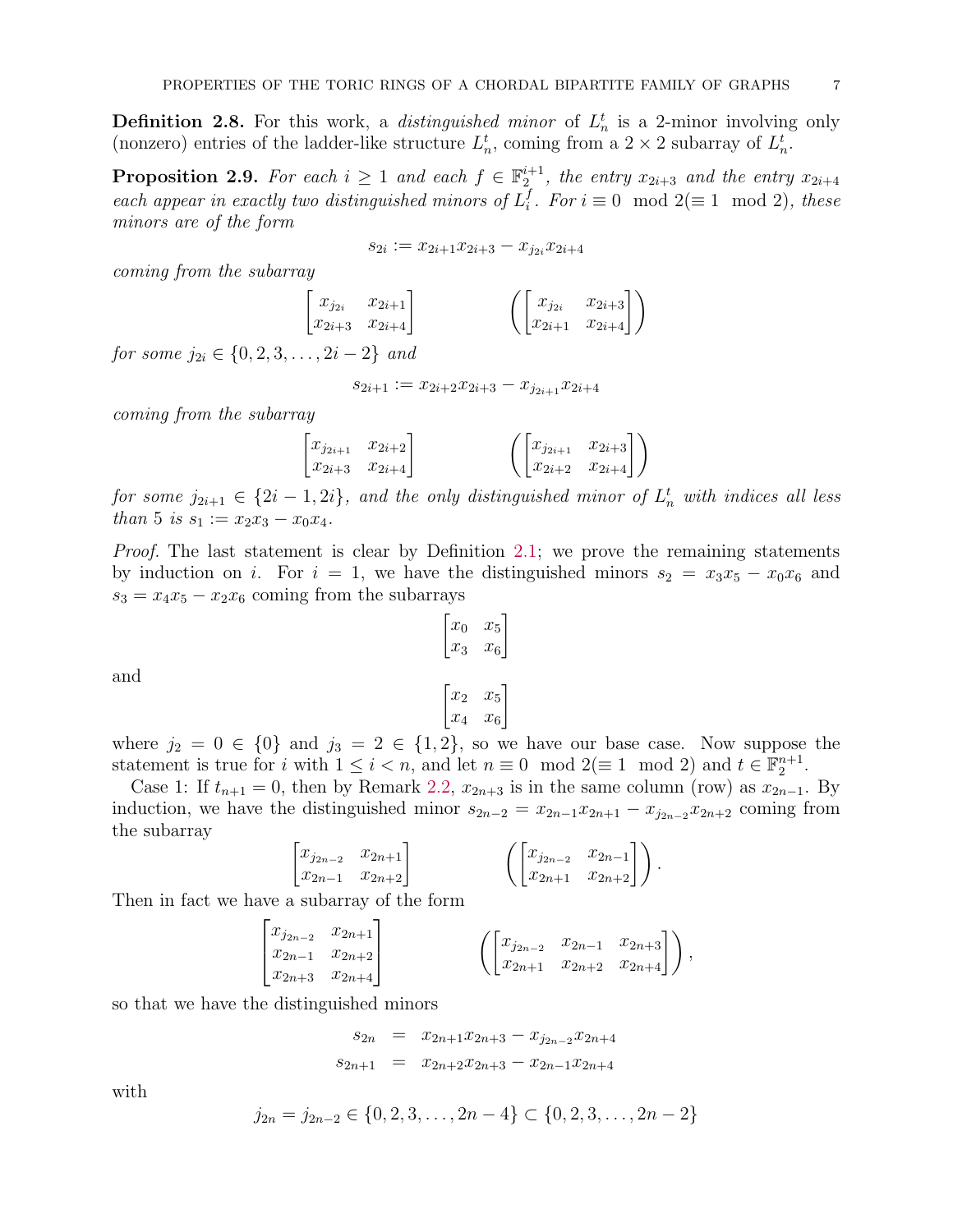**Definition 2.8.** For this work, a *distinguished minor* of $L_n^t$ is a 2-minor involving only (nonzero) entries of the ladder-like structure $L_n^t$, coming from a $2 \times 2$ subarray of $L_n^t$.

**Proposition 2.9.** *For each $i \geq 1$ and each $f \in \mathbb{F}_2^{i+1}$, the entry $x_{2i+3}$ and the entry $x_{2i+4}$ each appear in exactly two distinguished minors of $L_i^f$. For $i \equiv 0 \mod 2 (\equiv 1 \mod 2)$, these minors are of the form*

$$s_{2i} := x_{2i+1}x_{2i+3} - x_{j_{2i}}x_{2i+4}$$

*coming from the subarray*

$$\begin{bmatrix} x_{j_{2i}} & x_{2i+1} \\ x_{2i+3} & x_{2i+4} \end{bmatrix} \qquad \left( \begin{bmatrix} x_{j_{2i}} & x_{2i+3} \\ x_{2i+1} & x_{2i+4} \end{bmatrix} \right)$$

*for some $j_{2i} \in \{0, 2, 3, \ldots, 2i-2\}$ and*

$$s_{2i+1} := x_{2i+2}x_{2i+3} - x_{j_{2i+1}}x_{2i+4}$$

*coming from the subarray*

$$\begin{bmatrix} x_{j_{2i+1}} & x_{2i+2} \\ x_{2i+3} & x_{2i+4} \end{bmatrix} \qquad \left( \begin{bmatrix} x_{j_{2i+1}} & x_{2i+3} \\ x_{2i+2} & x_{2i+4} \end{bmatrix} \right)$$

*for some $j_{2i+1} \in \{2i-1, 2i\}$, and the only distinguished minor of $L_n^t$ with indices all less than 5 is $s_1 := x_2x_3 - x_0x_4$.*

*Proof.* The last statement is clear by Definition 2.1; we prove the remaining statements by induction on $i$. For $i = 1$, we have the distinguished minors $s_2 = x_3x_5 - x_0x_6$ and $s_3 = x_4x_5 - x_2x_6$ coming from the subarrays

$$\begin{bmatrix} x_0 & x_5 \\ x_3 & x_6 \end{bmatrix}$$

and

$$\begin{bmatrix} x_2 & x_5 \\ x_4 & x_6 \end{bmatrix}$$

where $j_2 = 0 \in \{0\}$ and $j_3 = 2 \in \{1, 2\}$, so we have our base case. Now suppose the statement is true for $i$ with $1 \leq i < n$, and let $n \equiv 0 \mod 2 (\equiv 1 \mod 2)$ and $t \in \mathbb{F}_2^{n+1}$.

Case 1: If $t_{n+1} = 0$, then by Remark 2.2, $x_{2n+3}$ is in the same column (row) as $x_{2n-1}$. By induction, we have the distinguished minor $s_{2n-2} = x_{2n-1}x_{2n+1} - x_{j_{2n-2}}x_{2n+2}$ coming from the subarray

$$\begin{bmatrix} x_{j_{2n-2}} & x_{2n+1} \\ x_{2n-1} & x_{2n+2} \end{bmatrix} \qquad \left( \begin{bmatrix} x_{j_{2n-2}} & x_{2n-1} \\ x_{2n+1} & x_{2n+2} \end{bmatrix} \right).$$

Then in fact we have a subarray of the form

$$\begin{bmatrix} x_{j_{2n-2}} & x_{2n+1} \\ x_{2n-1} & x_{2n+2} \\ x_{2n+3} & x_{2n+4} \end{bmatrix} \qquad \left( \begin{bmatrix} x_{j_{2n-2}} & x_{2n-1} & x_{2n+3} \\ x_{2n+1} & x_{2n+2} & x_{2n+4} \end{bmatrix} \right),$$

so that we have the distinguished minors

$$\begin{aligned} s_{2n} &= x_{2n+1}x_{2n+3} - x_{j_{2n-2}}x_{2n+4} \\ s_{2n+1} &= x_{2n+2}x_{2n+3} - x_{2n-1}x_{2n+4} \end{aligned}$$

with

$$j_{2n} = j_{2n-2} \in \{0, 2, 3, \ldots, 2n-4\} \subset \{0, 2, 3, \ldots, 2n-2\}$$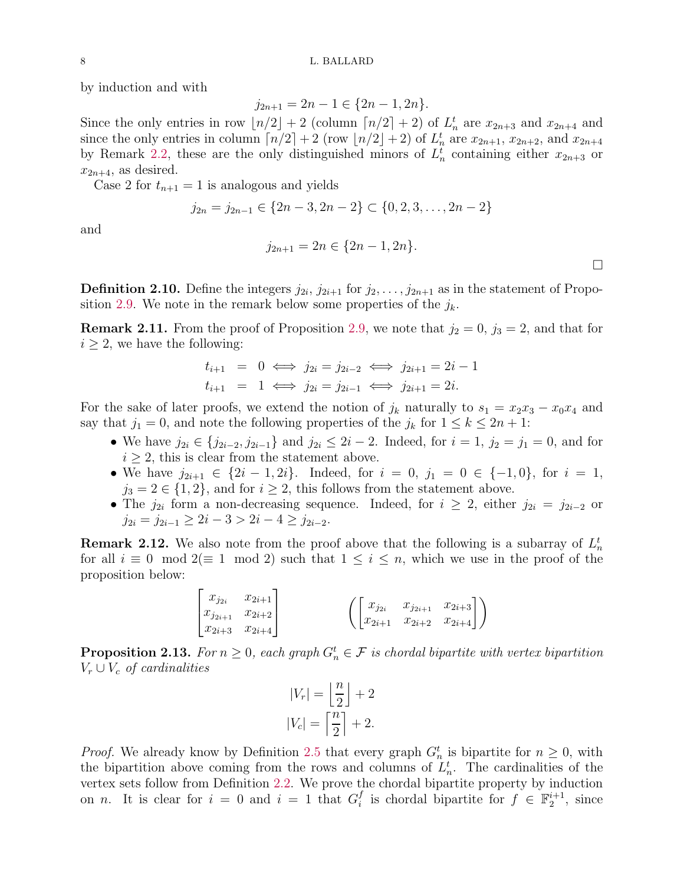by induction and with

$$j_{2n+1} = 2n-1 \in \{2n-1, 2n\}.$$

Since the only entries in row $\lfloor n/2 \rfloor + 2$ (column $\lceil n/2 \rceil + 2$) of $L_n^t$ are $x_{2n+3}$ and $x_{2n+4}$ and since the only entries in column $\lceil n/2 \rceil + 2$ (row $\lfloor n/2 \rfloor + 2$) of $L_n^t$ are $x_{2n+1}$, $x_{2n+2}$, and $x_{2n+4}$ by Remark 2.2, these are the only distinguished minors of $L_n^t$ containing either $x_{2n+3}$ or $x_{2n+4}$, as desired.

Case 2 for $t_{n+1} = 1$ is analogous and yields

$$j_{2n} = j_{2n-1} \in \{2n-3, 2n-2\} \subset \{0, 2, 3, \ldots, 2n-2\}$$

and

$$j_{2n+1} = 2n \in \{2n-1, 2n\}.$$

□

**Definition 2.10.** Define the integers $j_{2i}$, $j_{2i+1}$ for $j_2, \ldots, j_{2n+1}$ as in the statement of Proposition 2.9. We note in the remark below some properties of the $j_k$.

**Remark 2.11.** From the proof of Proposition 2.9, we note that $j_2 = 0$, $j_3 = 2$, and that for $i \geq 2$, we have the following:

$$\begin{aligned} t_{i+1} &= 0 \iff j_{2i} = j_{2i-2} \iff j_{2i+1} = 2i-1 \\ t_{i+1} &= 1 \iff j_{2i} = j_{2i-1} \iff j_{2i+1} = 2i. \end{aligned}$$

For the sake of later proofs, we extend the notion of $j_k$ naturally to $s_1 = x_2x_3 - x_0x_4$ and say that $j_1 = 0$, and note the following properties of the $j_k$ for $1 \leq k \leq 2n+1$:

- We have $j_{2i} \in \{j_{2i-2}, j_{2i-1}\}$ and $j_{2i} \leq 2i-2$. Indeed, for $i = 1$, $j_2 = j_1 = 0$, and for $i \geq 2$, this is clear from the statement above.
- We have $j_{2i+1} \in \{2i-1, 2i\}$. Indeed, for $i = 0$, $j_1 = 0 \in \{-1, 0\}$, for $i = 1$, $j_3 = 2 \in \{1, 2\}$, and for $i \geq 2$, this follows from the statement above.
- The $j_{2i}$ form a non-decreasing sequence. Indeed, for $i \geq 2$, either $j_{2i} = j_{2i-2}$ or $j_{2i} = j_{2i-1} \geq 2i-3 > 2i-4 \geq j_{2i-2}$.

**Remark 2.12.** We also note from the proof above that the following is a subarray of $L_n^t$ for all $i \equiv 0 \mod 2 (\equiv 1 \mod 2)$ such that $1 \leq i \leq n$, which we use in the proof of the proposition below:

$$\begin{bmatrix} x_{j_{2i}} & x_{2i+1} \\ x_{j_{2i+1}} & x_{2i+2} \\ x_{2i+3} & x_{2i+4} \end{bmatrix} \qquad\qquad \left( \begin{bmatrix} x_{j_{2i}} & x_{j_{2i+1}} & x_{2i+3} \\ x_{2i+1} & x_{2i+2} & x_{2i+4} \end{bmatrix} \right)$$

**Proposition 2.13.** *For $n \geq 0$, each graph $G_n^t \in \mathcal{F}$ is chordal bipartite with vertex bipartition $V_r \cup V_c$ of cardinalities*

$$|V_r| = \left\lfloor \frac{n}{2} \right\rfloor + 2$$
$$|V_c| = \left\lceil \frac{n}{2} \right\rceil + 2.$$

*Proof.* We already know by Definition 2.5 that every graph $G_n^t$ is bipartite for $n \geq 0$, with the bipartition above coming from the rows and columns of $L_n^t$. The cardinalities of the vertex sets follow from Definition 2.2. We prove the chordal bipartite property by induction on $n$. It is clear for $i = 0$ and $i = 1$ that $G_i^f$ is chordal bipartite for $f \in \mathbb{F}_2^{i+1}$, since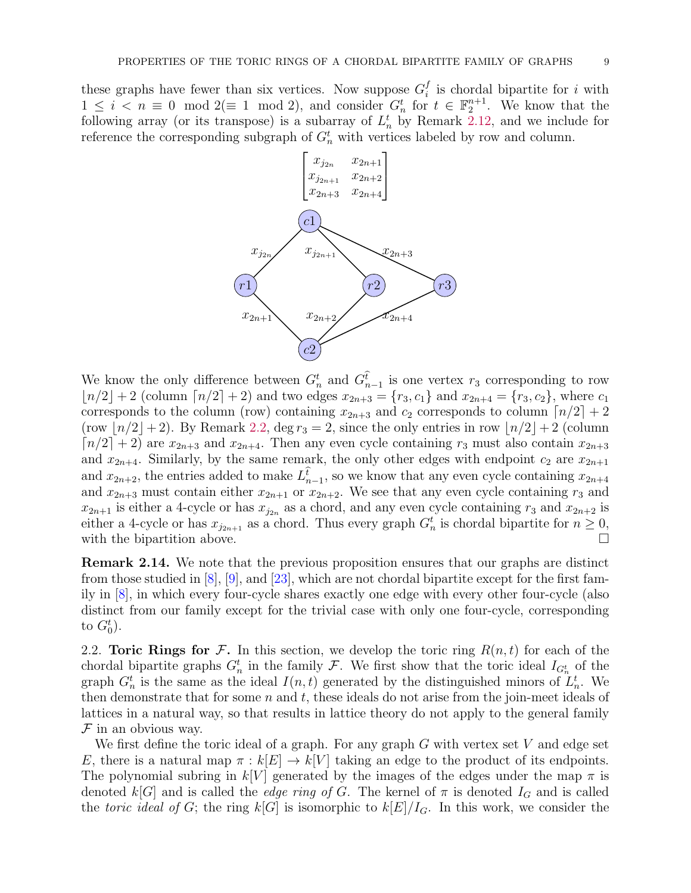these graphs have fewer than six vertices. Now suppose $G_i^f$ is chordal bipartite for $i$ with $1 \leq i < n \equiv 0 \mod 2 (\equiv 1 \mod 2)$, and consider $G_n^t$ for $t \in \mathbb{F}_2^{n+1}$. We know that the following array (or its transpose) is a subarray of $L_n^t$ by Remark 2.12, and we include for reference the corresponding subgraph of $G_n^t$ with vertices labeled by row and column.

$$\begin{bmatrix} x_{j_{2n}} & x_{2n+1} \\ x_{j_{2n+1}} & x_{2n+2} \\ x_{2n+3} & x_{2n+4} \end{bmatrix}$$

We know the only difference between $G_n^t$ and $G_{n-1}^{\hat{t}}$ is one vertex $r_3$ corresponding to row $\lfloor n/2 \rfloor + 2$ (column $\lceil n/2 \rceil + 2$) and two edges $x_{2n+3} = \{r_3, c_1\}$ and $x_{2n+4} = \{r_3, c_2\}$, where $c_1$ corresponds to the column (row) containing $x_{2n+3}$ and $c_2$ corresponds to column $\lceil n/2 \rceil + 2$ (row $\lfloor n/2 \rfloor + 2$). By Remark 2.2, $\deg r_3 = 2$, since the only entries in row $\lfloor n/2 \rfloor + 2$ (column $\lceil n/2 \rceil + 2$) are $x_{2n+3}$ and $x_{2n+4}$. Then any even cycle containing $r_3$ must also contain $x_{2n+3}$ and $x_{2n+4}$. Similarly, by the same remark, the only other edges with endpoint $c_2$ are $x_{2n+1}$ and $x_{2n+2}$, the entries added to make $L_{n-1}^{\hat{t}}$, so we know that any even cycle containing $x_{2n+4}$ and $x_{2n+3}$ must contain either $x_{2n+1}$ or $x_{2n+2}$. We see that any even cycle containing $r_3$ and $x_{2n+1}$ is either a 4-cycle or has $x_{j_{2n}}$ as a chord, and any even cycle containing $r_3$ and $x_{2n+2}$ is either a 4-cycle or has $x_{j_{2n+1}}$ as a chord. Thus every graph $G_n^t$ is chordal bipartite for $n \geq 0$, with the bipartition above. $\square$

**Remark 2.14.** We note that the previous proposition ensures that our graphs are distinct from those studied in [8], [9], and [23], which are not chordal bipartite except for the first family in [8], in which every four-cycle shares exactly one edge with every other four-cycle (also distinct from our family except for the trivial case with only one four-cycle, corresponding to $G_0^t$).

2.2. **Toric Rings for $\mathcal{F}$.** In this section, we develop the toric ring $R(n,t)$ for each of the chordal bipartite graphs $G_n^t$ in the family $\mathcal{F}$. We first show that the toric ideal $I_{G_n^t}$ of the graph $G_n^t$ is the same as the ideal $I(n,t)$ generated by the distinguished minors of $L_n^t$. We then demonstrate that for some $n$ and $t$, these ideals do not arise from the join-meet ideals of lattices in a natural way, so that results in lattice theory do not apply to the general family $\mathcal{F}$ in an obvious way.

We first define the toric ideal of a graph. For any graph $G$ with vertex set $V$ and edge set $E$, there is a natural map $\pi : k[E] \to k[V]$ taking an edge to the product of its endpoints. The polynomial subring in $k[V]$ generated by the images of the edges under the map $\pi$ is denoted $k[G]$ and is called the *edge ring of* $G$. The kernel of $\pi$ is denoted $I_G$ and is called the *toric ideal of* $G$; the ring $k[G]$ is isomorphic to $k[E]/I_G$. In this work, we consider the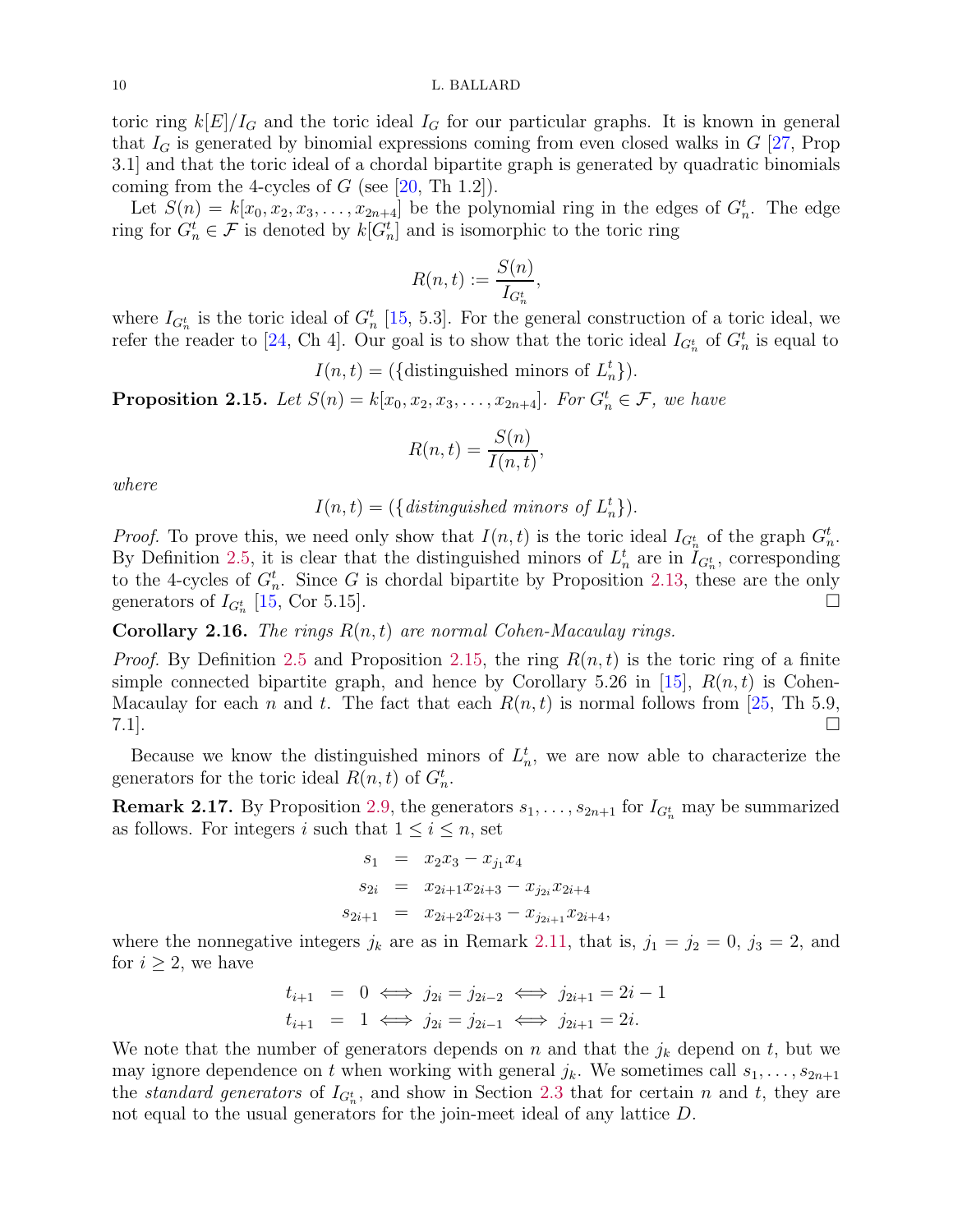toric ring $k[E]/I_G$ and the toric ideal $I_G$ for our particular graphs. It is known in general that $I_G$ is generated by binomial expressions coming from even closed walks in $G$ [27, Prop 3.1] and that the toric ideal of a chordal bipartite graph is generated by quadratic binomials coming from the 4-cycles of $G$ (see [20, Th 1.2]).

Let $S(n) = k[x_0, x_2, x_3, \ldots, x_{2n+4}]$ be the polynomial ring in the edges of $G_n^t$. The edge ring for $G_n^t \in \mathcal{F}$ is denoted by $k[G_n^t]$ and is isomorphic to the toric ring

$$R(n,t) := \frac{S(n)}{I_{G_n^t}},$$

where $I_{G_n^t}$ is the toric ideal of $G_n^t$ [15, 5.3]. For the general construction of a toric ideal, we refer the reader to [24, Ch 4]. Our goal is to show that the toric ideal $I_{G_n^t}$ of $G_n^t$ is equal to

$$I(n,t) = (\{\text{distinguished minors of } L_n^t\}).$$

**Proposition 2.15.** *Let $S(n) = k[x_0, x_2, x_3, \ldots, x_{2n+4}]$. For $G_n^t \in \mathcal{F}$, we have*

$$R(n,t) = \frac{S(n)}{I(n,t)},$$

*where*

$$I(n,t) = (\{\textit{distinguished minors of } L_n^t\}).$$

*Proof.* To prove this, we need only show that $I(n,t)$ is the toric ideal $I_{G_n^t}$ of the graph $G_n^t$. By Definition 2.5, it is clear that the distinguished minors of $L_n^t$ are in $I_{G_n^t}$, corresponding to the 4-cycles of $G_n^t$. Since $G$ is chordal bipartite by Proposition 2.13, these are the only generators of $I_{G_n^t}$ [15, Cor 5.15]. □

**Corollary 2.16.** *The rings $R(n,t)$ are normal Cohen-Macaulay rings.*

*Proof.* By Definition 2.5 and Proposition 2.15, the ring $R(n,t)$ is the toric ring of a finite simple connected bipartite graph, and hence by Corollary 5.26 in [15], $R(n,t)$ is Cohen-Macaulay for each $n$ and $t$. The fact that each $R(n,t)$ is normal follows from [25, Th 5.9, 7.1]. □

Because we know the distinguished minors of $L_n^t$, we are now able to characterize the generators for the toric ideal $R(n,t)$ of $G_n^t$.

**Remark 2.17.** By Proposition 2.9, the generators $s_1, \ldots, s_{2n+1}$ for $I_{G_n^t}$ may be summarized as follows. For integers $i$ such that $1 \leq i \leq n$, set

$$\begin{aligned}
s_1 &= x_2x_3 - x_{j_1}x_4 \\
s_{2i} &= x_{2i+1}x_{2i+3} - x_{j_{2i}}x_{2i+4} \\
s_{2i+1} &= x_{2i+2}x_{2i+3} - x_{j_{2i+1}}x_{2i+4},
\end{aligned}$$

where the nonnegative integers $j_k$ are as in Remark 2.11, that is, $j_1 = j_2 = 0$, $j_3 = 2$, and for $i \geq 2$, we have

$$\begin{aligned}
t_{i+1} &= 0 \iff j_{2i} = j_{2i-2} \iff j_{2i+1} = 2i-1 \\
t_{i+1} &= 1 \iff j_{2i} = j_{2i-1} \iff j_{2i+1} = 2i.
\end{aligned}$$

We note that the number of generators depends on $n$ and that the $j_k$ depend on $t$, but we may ignore dependence on $t$ when working with general $j_k$. We sometimes call $s_1, \ldots, s_{2n+1}$ the *standard generators* of $I_{G_n^t}$, and show in Section 2.3 that for certain $n$ and $t$, they are not equal to the usual generators for the join-meet ideal of any lattice $D$.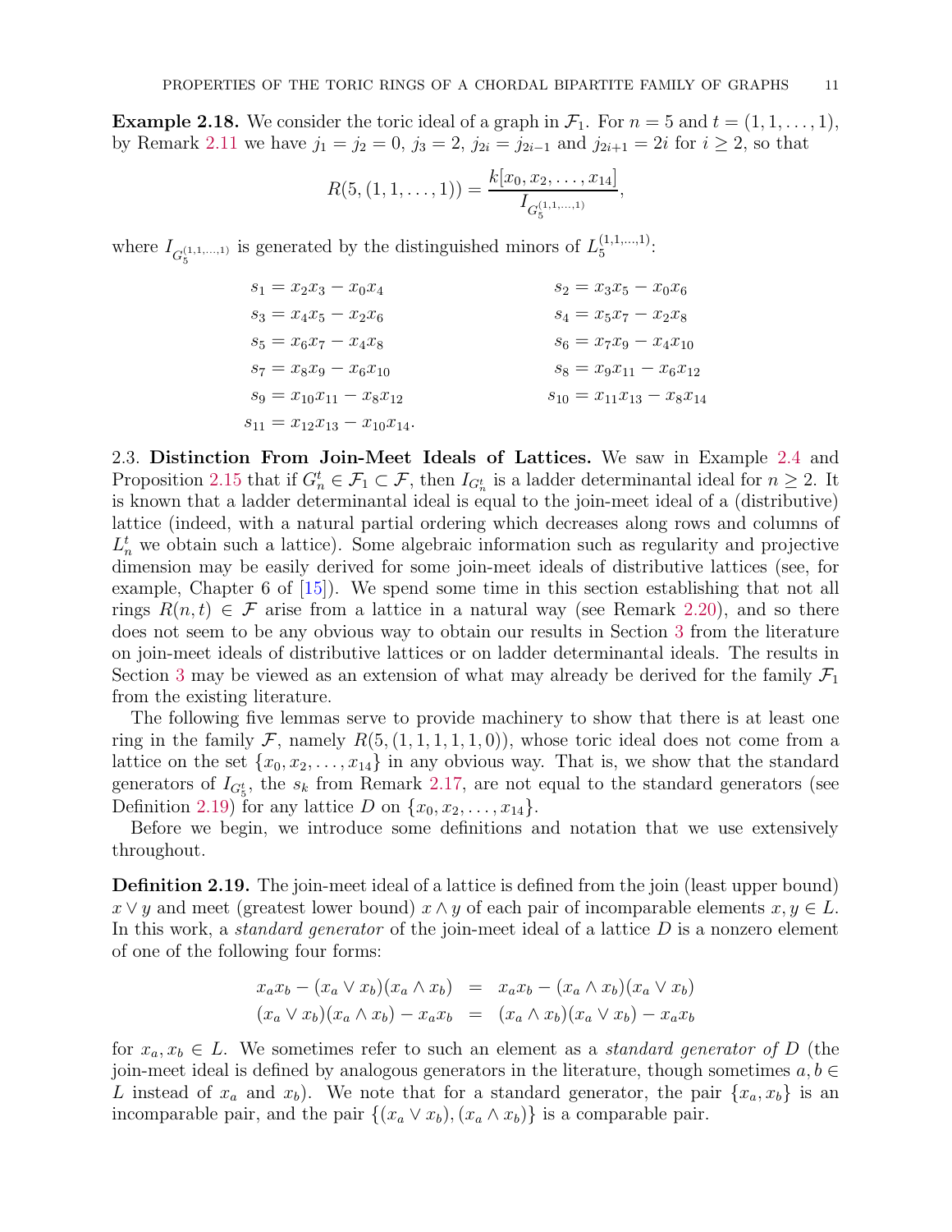**Example 2.18.** We consider the toric ideal of a graph in $\mathcal{F}_1$. For $n = 5$ and $t = (1, 1, \ldots, 1)$, by Remark 2.11 we have $j_1 = j_2 = 0$, $j_3 = 2$, $j_{2i} = j_{2i-1}$ and $j_{2i+1} = 2i$ for $i \geq 2$, so that

$$R(5, (1, 1, \ldots, 1)) = \frac{k[x_0, x_2, \ldots, x_{14}]}{I_{G_5^{(1,1,\ldots,1)}}},$$

where $I_{G_5^{(1,1,\ldots,1)}}$ is generated by the distinguished minors of $L_5^{(1,1,\ldots,1)}$:

$$\begin{array}{ll}
s_1 = x_2x_3 - x_0x_4 & s_2 = x_3x_5 - x_0x_6 \\
s_3 = x_4x_5 - x_2x_6 & s_4 = x_5x_7 - x_2x_8 \\
s_5 = x_6x_7 - x_4x_8 & s_6 = x_7x_9 - x_4x_{10} \\
s_7 = x_8x_9 - x_6x_{10} & s_8 = x_9x_{11} - x_6x_{12} \\
s_9 = x_{10}x_{11} - x_8x_{12} & s_{10} = x_{11}x_{13} - x_8x_{14} \\
s_{11} = x_{12}x_{13} - x_{10}x_{14}. &
\end{array}$$

2.3. **Distinction From Join-Meet Ideals of Lattices.** We saw in Example 2.4 and Proposition 2.15 that if $G_n^t \in \mathcal{F}_1 \subset \mathcal{F}$, then $I_{G_n^t}$ is a ladder determinantal ideal for $n \geq 2$. It is known that a ladder determinantal ideal is equal to the join-meet ideal of a (distributive) lattice (indeed, with a natural partial ordering which decreases along rows and columns of $L_n^t$ we obtain such a lattice). Some algebraic information such as regularity and projective dimension may be easily derived for some join-meet ideals of distributive lattices (see, for example, Chapter 6 of [15]). We spend some time in this section establishing that not all rings $R(n, t) \in \mathcal{F}$ arise from a lattice in a natural way (see Remark 2.20), and so there does not seem to be any obvious way to obtain our results in Section 3 from the literature on join-meet ideals of distributive lattices or on ladder determinantal ideals. The results in Section 3 may be viewed as an extension of what may already be derived for the family $\mathcal{F}_1$ from the existing literature.

The following five lemmas serve to provide machinery to show that there is at least one ring in the family $\mathcal{F}$, namely $R(5, (1, 1, 1, 1, 1, 0))$, whose toric ideal does not come from a lattice on the set $\{x_0, x_2, \ldots, x_{14}\}$ in any obvious way. That is, we show that the standard generators of $I_{G_5^t}$, the $s_k$ from Remark 2.17, are not equal to the standard generators (see Definition 2.19) for any lattice $D$ on $\{x_0, x_2, \ldots, x_{14}\}$.

Before we begin, we introduce some definitions and notation that we use extensively throughout.

**Definition 2.19.** The join-meet ideal of a lattice is defined from the join (least upper bound) $x \vee y$ and meet (greatest lower bound) $x \wedge y$ of each pair of incomparable elements $x, y \in L$. In this work, a *standard generator* of the join-meet ideal of a lattice $D$ is a nonzero element of one of the following four forms:

$$\begin{array}{rcl}
x_ax_b - (x_a \vee x_b)(x_a \wedge x_b) & = & x_ax_b - (x_a \wedge x_b)(x_a \vee x_b) \\
(x_a \vee x_b)(x_a \wedge x_b) - x_ax_b & = & (x_a \wedge x_b)(x_a \vee x_b) - x_ax_b
\end{array}$$

for $x_a, x_b \in L$. We sometimes refer to such an element as a *standard generator of* $D$ (the join-meet ideal is defined by analogous generators in the literature, though sometimes $a, b \in L$ instead of $x_a$ and $x_b$). We note that for a standard generator, the pair $\{x_a, x_b\}$ is an incomparable pair, and the pair $\{(x_a \vee x_b), (x_a \wedge x_b)\}$ is a comparable pair.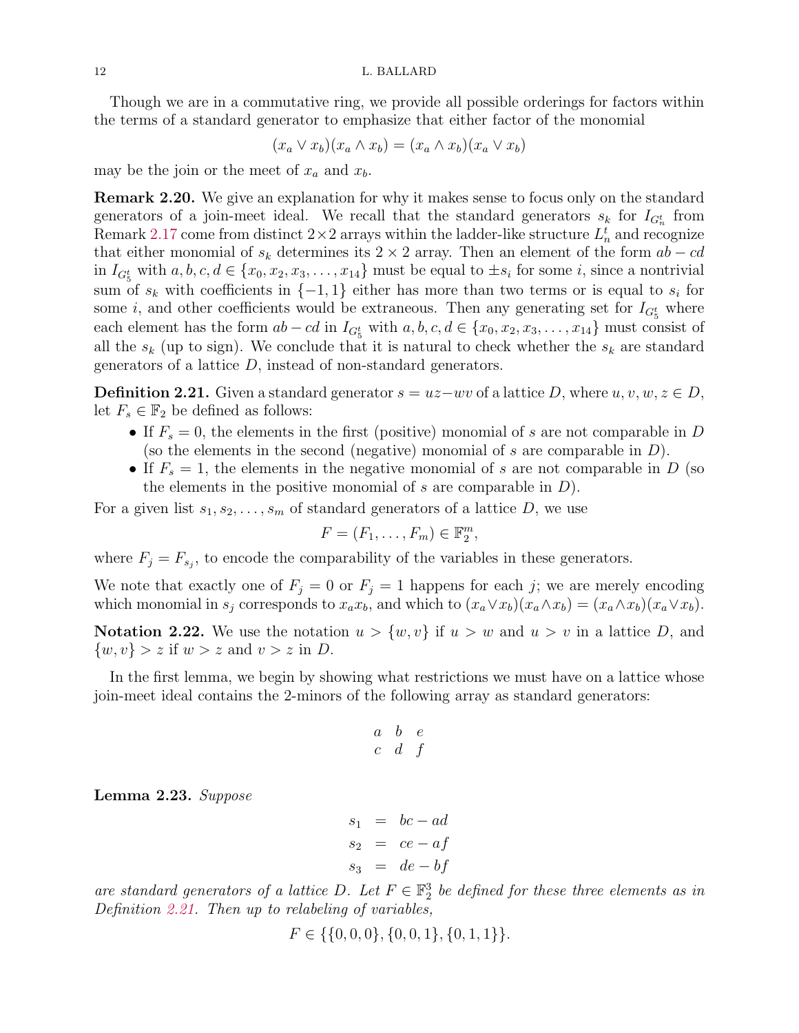Though we are in a commutative ring, we provide all possible orderings for factors within the terms of a standard generator to emphasize that either factor of the monomial

$$(x_a \vee x_b)(x_a \wedge x_b) = (x_a \wedge x_b)(x_a \vee x_b)$$

may be the join or the meet of $x_a$ and $x_b$.

**Remark 2.20.** We give an explanation for why it makes sense to focus only on the standard generators of a join-meet ideal. We recall that the standard generators $s_k$ for $I_{G_n^t}$ from Remark 2.17 come from distinct $2\times 2$ arrays within the ladder-like structure $L_n^t$ and recognize that either monomial of $s_k$ determines its $2 \times 2$ array. Then an element of the form $ab - cd$ in $I_{G_5^t}$ with $a, b, c, d \in \{x_0, x_2, x_3, \ldots, x_{14}\}$ must be equal to $\pm s_i$ for some $i$, since a nontrivial sum of $s_k$ with coefficients in $\{-1, 1\}$ either has more than two terms or is equal to $s_i$ for some $i$, and other coefficients would be extraneous. Then any generating set for $I_{G_5^t}$ where each element has the form $ab - cd$ in $I_{G_5^t}$ with $a, b, c, d \in \{x_0, x_2, x_3, \ldots, x_{14}\}$ must consist of all the $s_k$ (up to sign). We conclude that it is natural to check whether the $s_k$ are standard generators of a lattice $D$, instead of non-standard generators.

**Definition 2.21.** Given a standard generator $s = uz-wv$ of a lattice $D$, where $u, v, w, z \in D$, let $F_s \in \mathbb{F}_2$ be defined as follows:

- If $F_s = 0$, the elements in the first (positive) monomial of $s$ are not comparable in $D$ (so the elements in the second (negative) monomial of $s$ are comparable in $D$).
- If $F_s = 1$, the elements in the negative monomial of $s$ are not comparable in $D$ (so the elements in the positive monomial of $s$ are comparable in $D$).

For a given list $s_1, s_2, \ldots, s_m$ of standard generators of a lattice $D$, we use

$$F = (F_1, \ldots, F_m) \in \mathbb{F}_2^m,$$

where $F_j = F_{s_j}$, to encode the comparability of the variables in these generators.

We note that exactly one of $F_j = 0$ or $F_j = 1$ happens for each $j$; we are merely encoding which monomial in $s_j$ corresponds to $x_a x_b$, and which to $(x_a \vee x_b)(x_a \wedge x_b) = (x_a \wedge x_b)(x_a \vee x_b)$.

**Notation 2.22.** We use the notation $u > \{w, v\}$ if $u > w$ and $u > v$ in a lattice $D$, and $\{w, v\} > z$ if $w > z$ and $v > z$ in $D$.

In the first lemma, we begin by showing what restrictions we must have on a lattice whose join-meet ideal contains the 2-minors of the following array as standard generators:

$$\begin{matrix} a & b & e \\ c & d & f \end{matrix}$$

**Lemma 2.23.** *Suppose*

$$\begin{aligned} s_1 &= bc - ad \\ s_2 &= ce - af \\ s_3 &= de - bf \end{aligned}$$

*are standard generators of a lattice $D$. Let $F \in \mathbb{F}_2^3$ be defined for these three elements as in Definition 2.21. Then up to relabeling of variables,*

$$F \in \{\{0, 0, 0\}, \{0, 0, 1\}, \{0, 1, 1\}\}.$$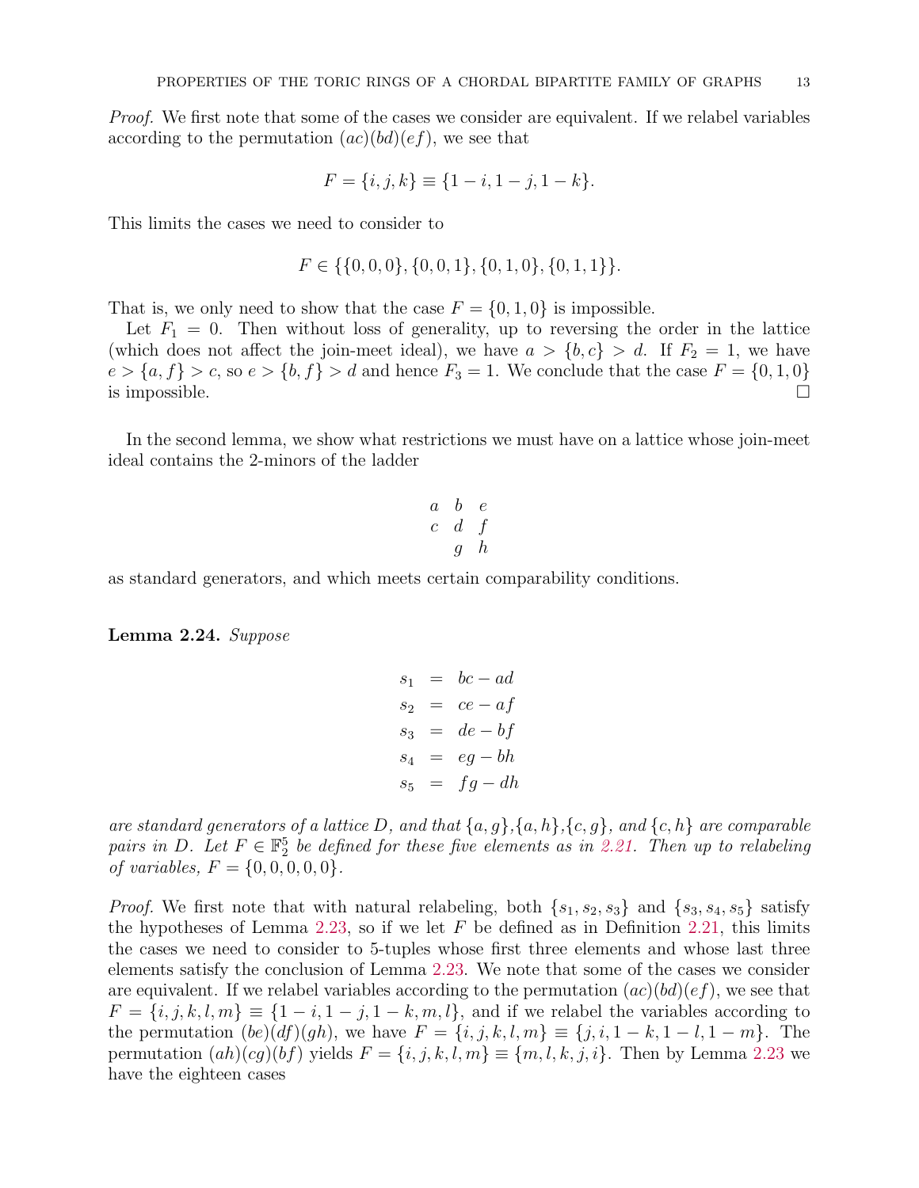*Proof.* We first note that some of the cases we consider are equivalent. If we relabel variables according to the permutation $(ac)(bd)(ef)$, we see that

$$F = \{i, j, k\} \equiv \{1-i, 1-j, 1-k\}.$$

This limits the cases we need to consider to

$$F \in \{\{0,0,0\}, \{0,0,1\}, \{0,1,0\}, \{0,1,1\}\}.$$

That is, we only need to show that the case $F = \{0, 1, 0\}$ is impossible.

Let $F_1 = 0$. Then without loss of generality, up to reversing the order in the lattice (which does not affect the join-meet ideal), we have $a > \{b, c\} > d$. If $F_2 = 1$, we have $e > \{a, f\} > c$, so $e > \{b, f\} > d$ and hence $F_3 = 1$. We conclude that the case $F = \{0, 1, 0\}$ is impossible. □

In the second lemma, we show what restrictions we must have on a lattice whose join-meet ideal contains the 2-minors of the ladder

$$\begin{array}{ccc} a & b & e \\ c & d & f \\ & g & h \end{array}$$

as standard generators, and which meets certain comparability conditions.

**Lemma 2.24.** *Suppose*

$$\begin{aligned} s_1 &= bc - ad \\ s_2 &= ce - af \\ s_3 &= de - bf \\ s_4 &= eg - bh \\ s_5 &= fg - dh \end{aligned}$$

*are standard generators of a lattice $D$, and that $\{a, g\}$,$\{a, h\}$,$\{c, g\}$, and $\{c, h\}$ are comparable pairs in $D$. Let $F \in \mathbb{F}_2^5$ be defined for these five elements as in 2.21. Then up to relabeling of variables, $F = \{0, 0, 0, 0, 0\}$.*

*Proof.* We first note that with natural relabeling, both $\{s_1, s_2, s_3\}$ and $\{s_3, s_4, s_5\}$ satisfy the hypotheses of Lemma 2.23, so if we let $F$ be defined as in Definition 2.21, this limits the cases we need to consider to 5-tuples whose first three elements and whose last three elements satisfy the conclusion of Lemma 2.23. We note that some of the cases we consider are equivalent. If we relabel variables according to the permutation $(ac)(bd)(ef)$, we see that $F = \{i, j, k, l, m\} \equiv \{1-i, 1-j, 1-k, m, l\}$, and if we relabel the variables according to the permutation $(be)(df)(gh)$, we have $F = \{i, j, k, l, m\} \equiv \{j, i, 1-k, 1-l, 1-m\}$. The permutation $(ah)(cg)(bf)$ yields $F = \{i, j, k, l, m\} \equiv \{m, l, k, j, i\}$. Then by Lemma 2.23 we have the eighteen cases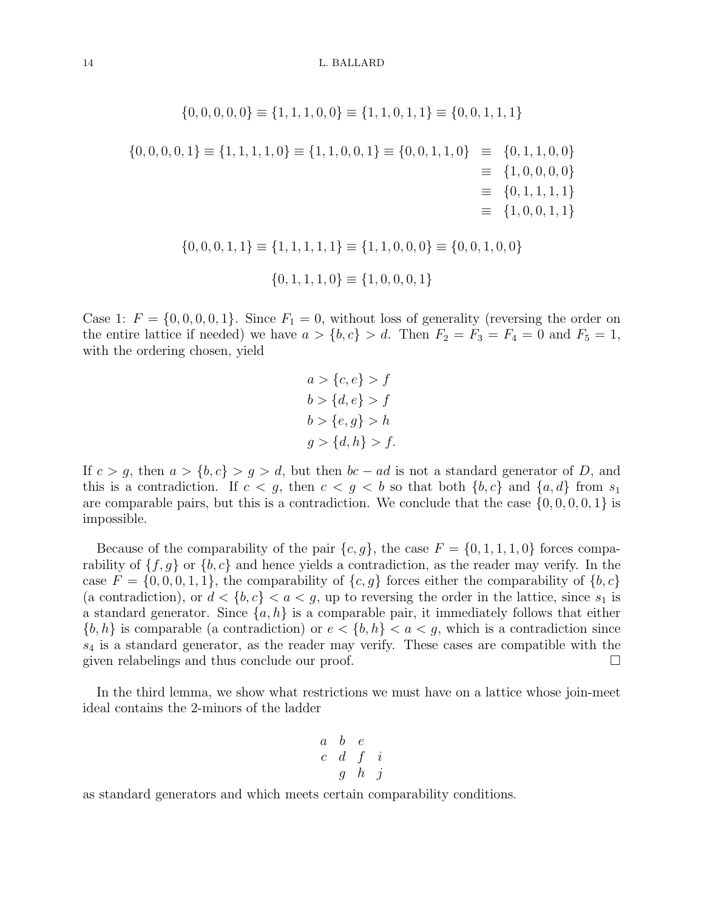$$\{0,0,0,0,0\} \equiv \{1,1,1,0,0\} \equiv \{1,1,0,1,1\} \equiv \{0,0,1,1,1\}$$

$$\begin{aligned}
\{0,0,0,0,1\} \equiv \{1,1,1,1,0\} \equiv \{1,1,0,0,1\} \equiv \{0,0,1,1,0\} &\equiv \{0,1,1,0,0\} \\
&\equiv \{1,0,0,0,0\} \\
&\equiv \{0,1,1,1,1\} \\
&\equiv \{1,0,0,1,1\}
\end{aligned}$$

$$\{0,0,0,1,1\} \equiv \{1,1,1,1,1\} \equiv \{1,1,0,0,0\} \equiv \{0,0,1,0,0\}$$

$$\{0,1,1,1,0\} \equiv \{1,0,0,0,1\}$$

Case 1: $F = \{0,0,0,0,1\}$. Since $F_1 = 0$, without loss of generality (reversing the order on the entire lattice if needed) we have $a > \{b,c\} > d$. Then $F_2 = F_3 = F_4 = 0$ and $F_5 = 1$, with the ordering chosen, yield

$$\begin{aligned}
a &> \{c,e\} > f \\
b &> \{d,e\} > f \\
b &> \{e,g\} > h \\
g &> \{d,h\} > f.
\end{aligned}$$

If $c > g$, then $a > \{b,c\} > g > d$, but then $bc - ad$ is not a standard generator of $D$, and this is a contradiction. If $c < g$, then $c < g < b$ so that both $\{b,c\}$ and $\{a,d\}$ from $s_1$ are comparable pairs, but this is a contradiction. We conclude that the case $\{0,0,0,0,1\}$ is impossible.

Because of the comparability of the pair $\{c,g\}$, the case $F = \{0,1,1,1,0\}$ forces comparability of $\{f,g\}$ or $\{b,c\}$ and hence yields a contradiction, as the reader may verify. In the case $F = \{0,0,0,1,1\}$, the comparability of $\{c,g\}$ forces either the comparability of $\{b,c\}$ (a contradiction), or $d < \{b,c\} < a < g$, up to reversing the order in the lattice, since $s_1$ is a standard generator. Since $\{a,h\}$ is a comparable pair, it immediately follows that either $\{b,h\}$ is comparable (a contradiction) or $e < \{b,h\} < a < g$, which is a contradiction since $s_4$ is a standard generator, as the reader may verify. These cases are compatible with the given relabelings and thus conclude our proof. $\square$

In the third lemma, we show what restrictions we must have on a lattice whose join-meet ideal contains the 2-minors of the ladder

$$\begin{array}{cccc}
a & b & e & \\
c & d & f & i \\
 & g & h & j
\end{array}$$

as standard generators and which meets certain comparability conditions.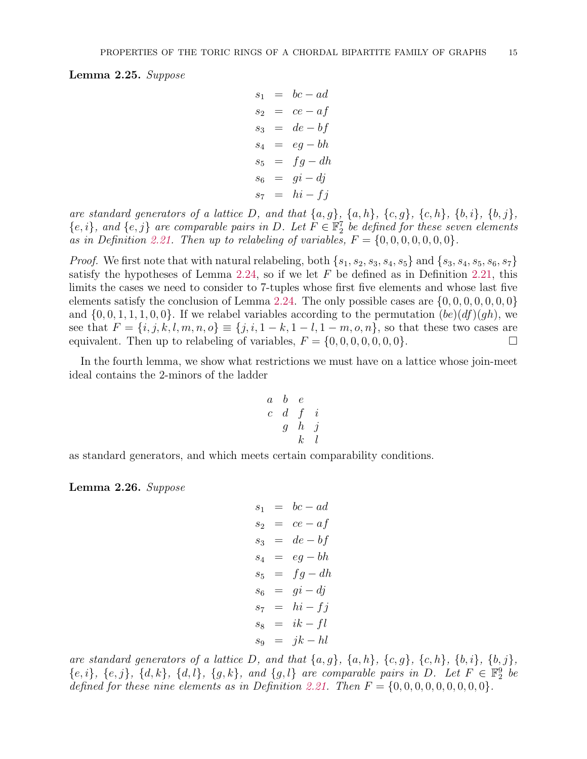**Lemma 2.25.** *Suppose*

$$
\begin{aligned}
s_1 &= bc - ad \\
s_2 &= ce - af \\
s_3 &= de - bf \\
s_4 &= eg - bh \\
s_5 &= fg - dh \\
s_6 &= gi - dj \\
s_7 &= hi - fj
\end{aligned}
$$

*are standard generators of a lattice $D$, and that $\{a, g\}$, $\{a, h\}$, $\{c, g\}$, $\{c, h\}$, $\{b, i\}$, $\{b, j\}$, $\{e, i\}$, and $\{e, j\}$ are comparable pairs in $D$. Let $F \in \mathbb{F}_2^7$ be defined for these seven elements as in Definition 2.21. Then up to relabeling of variables, $F = \{0, 0, 0, 0, 0, 0, 0\}$.*

*Proof.* We first note that with natural relabeling, both $\{s_1, s_2, s_3, s_4, s_5\}$ and $\{s_3, s_4, s_5, s_6, s_7\}$ satisfy the hypotheses of Lemma 2.24, so if we let $F$ be defined as in Definition 2.21, this limits the cases we need to consider to 7-tuples whose first five elements and whose last five elements satisfy the conclusion of Lemma 2.24. The only possible cases are $\{0, 0, 0, 0, 0, 0, 0\}$ and $\{0, 0, 1, 1, 1, 0, 0\}$. If we relabel variables according to the permutation $(be)(df)(gh)$, we see that $F = \{i, j, k, l, m, n, o\} \equiv \{j, i, 1-k, 1-l, 1-m, o, n\}$, so that these two cases are equivalent. Then up to relabeling of variables, $F = \{0, 0, 0, 0, 0, 0, 0\}$. $\square$

In the fourth lemma, we show what restrictions we must have on a lattice whose join-meet ideal contains the 2-minors of the ladder

$$
\begin{matrix}
a & b & e & \\
c & d & f & i \\
 & g & h & j \\
 & & k & l
\end{matrix}
$$

as standard generators, and which meets certain comparability conditions.

**Lemma 2.26.** *Suppose*

$$
\begin{aligned}
s_1 &= bc - ad \\
s_2 &= ce - af \\
s_3 &= de - bf \\
s_4 &= eg - bh \\
s_5 &= fg - dh \\
s_6 &= gi - dj \\
s_7 &= hi - fj \\
s_8 &= ik - fl \\
s_9 &= jk - hl
\end{aligned}
$$

*are standard generators of a lattice $D$, and that $\{a, g\}$, $\{a, h\}$, $\{c, g\}$, $\{c, h\}$, $\{b, i\}$, $\{b, j\}$, $\{e, i\}$, $\{e, j\}$, $\{d, k\}$, $\{d, l\}$, $\{g, k\}$, and $\{g, l\}$ are comparable pairs in $D$. Let $F \in \mathbb{F}_2^9$ be defined for these nine elements as in Definition 2.21. Then $F = \{0, 0, 0, 0, 0, 0, 0, 0, 0\}$.*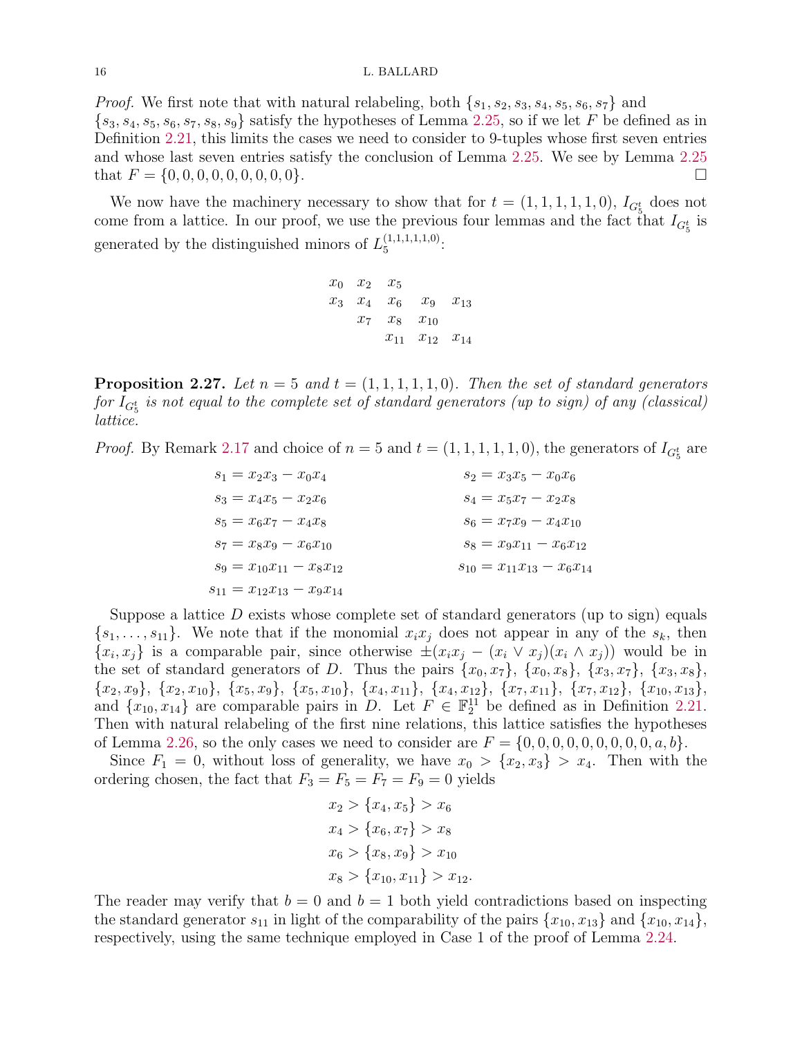*Proof.* We first note that with natural relabeling, both $\{s_1, s_2, s_3, s_4, s_5, s_6, s_7\}$ and $\{s_3, s_4, s_5, s_6, s_7, s_8, s_9\}$ satisfy the hypotheses of Lemma 2.25, so if we let $F$ be defined as in Definition 2.21, this limits the cases we need to consider to 9-tuples whose first seven entries and whose last seven entries satisfy the conclusion of Lemma 2.25. We see by Lemma 2.25 that $F = \{0, 0, 0, 0, 0, 0, 0, 0, 0\}$. $\square$

We now have the machinery necessary to show that for $t = (1, 1, 1, 1, 1, 0)$, $I_{G_5^t}$ does not come from a lattice. In our proof, we use the previous four lemmas and the fact that $I_{G_5^t}$ is generated by the distinguished minors of $L_5^{(1,1,1,1,1,0)}$:

$$
\begin{array}{ccccc}
x_0 & x_2 & x_5 & & \\
x_3 & x_4 & x_6 & x_9 & x_{13} \\
 & x_7 & x_8 & x_{10} & \\
 & & x_{11} & x_{12} & x_{14}
\end{array}
$$

**Proposition 2.27.** *Let $n = 5$ and $t = (1, 1, 1, 1, 1, 0)$. Then the set of standard generators for $I_{G_5^t}$ is not equal to the complete set of standard generators (up to sign) of any (classical) lattice.*

*Proof.* By Remark 2.17 and choice of $n = 5$ and $t = (1, 1, 1, 1, 1, 0)$, the generators of $I_{G_5^t}$ are

$$
\begin{aligned}
s_1 &= x_2x_3 - x_0x_4 & s_2 &= x_3x_5 - x_0x_6 \\
s_3 &= x_4x_5 - x_2x_6 & s_4 &= x_5x_7 - x_2x_8 \\
s_5 &= x_6x_7 - x_4x_8 & s_6 &= x_7x_9 - x_4x_{10} \\
s_7 &= x_8x_9 - x_6x_{10} & s_8 &= x_9x_{11} - x_6x_{12} \\
s_9 &= x_{10}x_{11} - x_8x_{12} & s_{10} &= x_{11}x_{13} - x_6x_{14} \\
s_{11} &= x_{12}x_{13} - x_9x_{14} & &
\end{aligned}
$$

Suppose a lattice $D$ exists whose complete set of standard generators (up to sign) equals $\{s_1, \ldots, s_{11}\}$. We note that if the monomial $x_ix_j$ does not appear in any of the $s_k$, then $\{x_i, x_j\}$ is a comparable pair, since otherwise $\pm(x_ix_j - (x_i \vee x_j)(x_i \wedge x_j))$ would be in the set of standard generators of $D$. Thus the pairs $\{x_0, x_7\}$, $\{x_0, x_8\}$, $\{x_3, x_7\}$, $\{x_3, x_8\}$, $\{x_2, x_9\}$, $\{x_2, x_{10}\}$, $\{x_5, x_9\}$, $\{x_5, x_{10}\}$, $\{x_4, x_{11}\}$, $\{x_4, x_{12}\}$, $\{x_7, x_{11}\}$, $\{x_7, x_{12}\}$, $\{x_{10}, x_{13}\}$, and $\{x_{10}, x_{14}\}$ are comparable pairs in $D$. Let $F \in \mathbb{F}_2^{11}$ be defined as in Definition 2.21. Then with natural relabeling of the first nine relations, this lattice satisfies the hypotheses of Lemma 2.26, so the only cases we need to consider are $F = \{0, 0, 0, 0, 0, 0, 0, 0, 0, a, b\}$.

Since $F_1 = 0$, without loss of generality, we have $x_0 > \{x_2, x_3\} > x_4$. Then with the ordering chosen, the fact that $F_3 = F_5 = F_7 = F_9 = 0$ yields

$$
\begin{aligned}
x_2 &> \{x_4, x_5\} > x_6 \\
x_4 &> \{x_6, x_7\} > x_8 \\
x_6 &> \{x_8, x_9\} > x_{10} \\
x_8 &> \{x_{10}, x_{11}\} > x_{12}.
\end{aligned}
$$

The reader may verify that $b = 0$ and $b = 1$ both yield contradictions based on inspecting the standard generator $s_{11}$ in light of the comparability of the pairs $\{x_{10}, x_{13}\}$ and $\{x_{10}, x_{14}\}$, respectively, using the same technique employed in Case 1 of the proof of Lemma 2.24.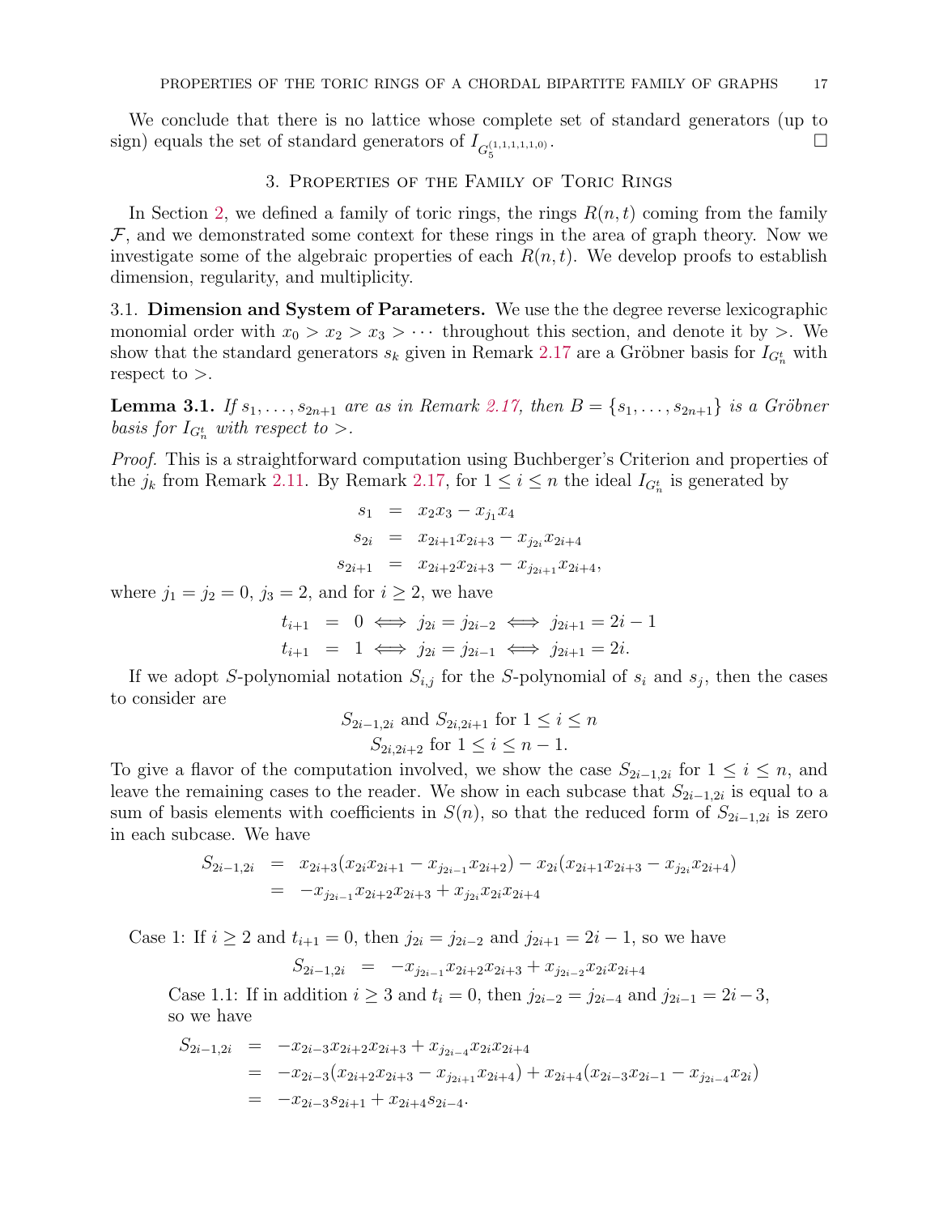We conclude that there is no lattice whose complete set of standard generators (up to sign) equals the set of standard generators of $I_{G_5^{(1,1,1,1,1,0)}}$. $\square$

## 3. Properties of the Family of Toric Rings

In Section 2, we defined a family of toric rings, the rings $R(n,t)$ coming from the family $\mathcal{F}$, and we demonstrated some context for these rings in the area of graph theory. Now we investigate some of the algebraic properties of each $R(n,t)$. We develop proofs to establish dimension, regularity, and multiplicity.

3.1. **Dimension and System of Parameters.** We use the the degree reverse lexicographic monomial order with $x_0 > x_2 > x_3 > \cdots$ throughout this section, and denote it by $>$. We show that the standard generators $s_k$ given in Remark 2.17 are a Gröbner basis for $I_{G_n^t}$ with respect to $>$.

**Lemma 3.1.** *If $s_1, \ldots, s_{2n+1}$ are as in Remark 2.17, then $B = \{s_1, \ldots, s_{2n+1}\}$ is a Gröbner basis for $I_{G_n^t}$ with respect to $>$.*

*Proof.* This is a straightforward computation using Buchberger's Criterion and properties of the $j_k$ from Remark 2.11. By Remark 2.17, for $1 \leq i \leq n$ the ideal $I_{G_n^t}$ is generated by

$$\begin{aligned}
s_1 &= x_2x_3 - x_{j_1}x_4 \\
s_{2i} &= x_{2i+1}x_{2i+3} - x_{j_{2i}}x_{2i+4} \\
s_{2i+1} &= x_{2i+2}x_{2i+3} - x_{j_{2i+1}}x_{2i+4},
\end{aligned}$$

where $j_1 = j_2 = 0$, $j_3 = 2$, and for $i \geq 2$, we have

$$\begin{aligned}
t_{i+1} &= 0 \iff j_{2i} = j_{2i-2} \iff j_{2i+1} = 2i-1 \\
t_{i+1} &= 1 \iff j_{2i} = j_{2i-1} \iff j_{2i+1} = 2i.
\end{aligned}$$

If we adopt $S$-polynomial notation $S_{i,j}$ for the $S$-polynomial of $s_i$ and $s_j$, then the cases to consider are

$$S_{2i-1,2i} \text{ and } S_{2i,2i+1} \text{ for } 1 \leq i \leq n$$
$$S_{2i,2i+2} \text{ for } 1 \leq i \leq n-1.$$

To give a flavor of the computation involved, we show the case $S_{2i-1,2i}$ for $1 \leq i \leq n$, and leave the remaining cases to the reader. We show in each subcase that $S_{2i-1,2i}$ is equal to a sum of basis elements with coefficients in $S(n)$, so that the reduced form of $S_{2i-1,2i}$ is zero in each subcase. We have

$$\begin{aligned}
S_{2i-1,2i} &= x_{2i+3}(x_{2i}x_{2i+1} - x_{j_{2i-1}}x_{2i+2}) - x_{2i}(x_{2i+1}x_{2i+3} - x_{j_{2i}}x_{2i+4}) \\
&= -x_{j_{2i-1}}x_{2i+2}x_{2i+3} + x_{j_{2i}}x_{2i}x_{2i+4}
\end{aligned}$$

Case 1: If $i \geq 2$ and $t_{i+1} = 0$, then $j_{2i} = j_{2i-2}$ and $j_{2i+1} = 2i-1$, so we have

$$S_{2i-1,2i} = -x_{j_{2i-1}}x_{2i+2}x_{2i+3} + x_{j_{2i-2}}x_{2i}x_{2i+4}$$

Case 1.1: If in addition $i \geq 3$ and $t_i = 0$, then $j_{2i-2} = j_{2i-4}$ and $j_{2i-1} = 2i-3$, so we have

$$\begin{aligned}
S_{2i-1,2i} &= -x_{2i-3}x_{2i+2}x_{2i+3} + x_{j_{2i-4}}x_{2i}x_{2i+4} \\
&= -x_{2i-3}(x_{2i+2}x_{2i+3} - x_{j_{2i+1}}x_{2i+4}) + x_{2i+4}(x_{2i-3}x_{2i-1} - x_{j_{2i-4}}x_{2i}) \\
&= -x_{2i-3}s_{2i+1} + x_{2i+4}s_{2i-4}.
\end{aligned}$$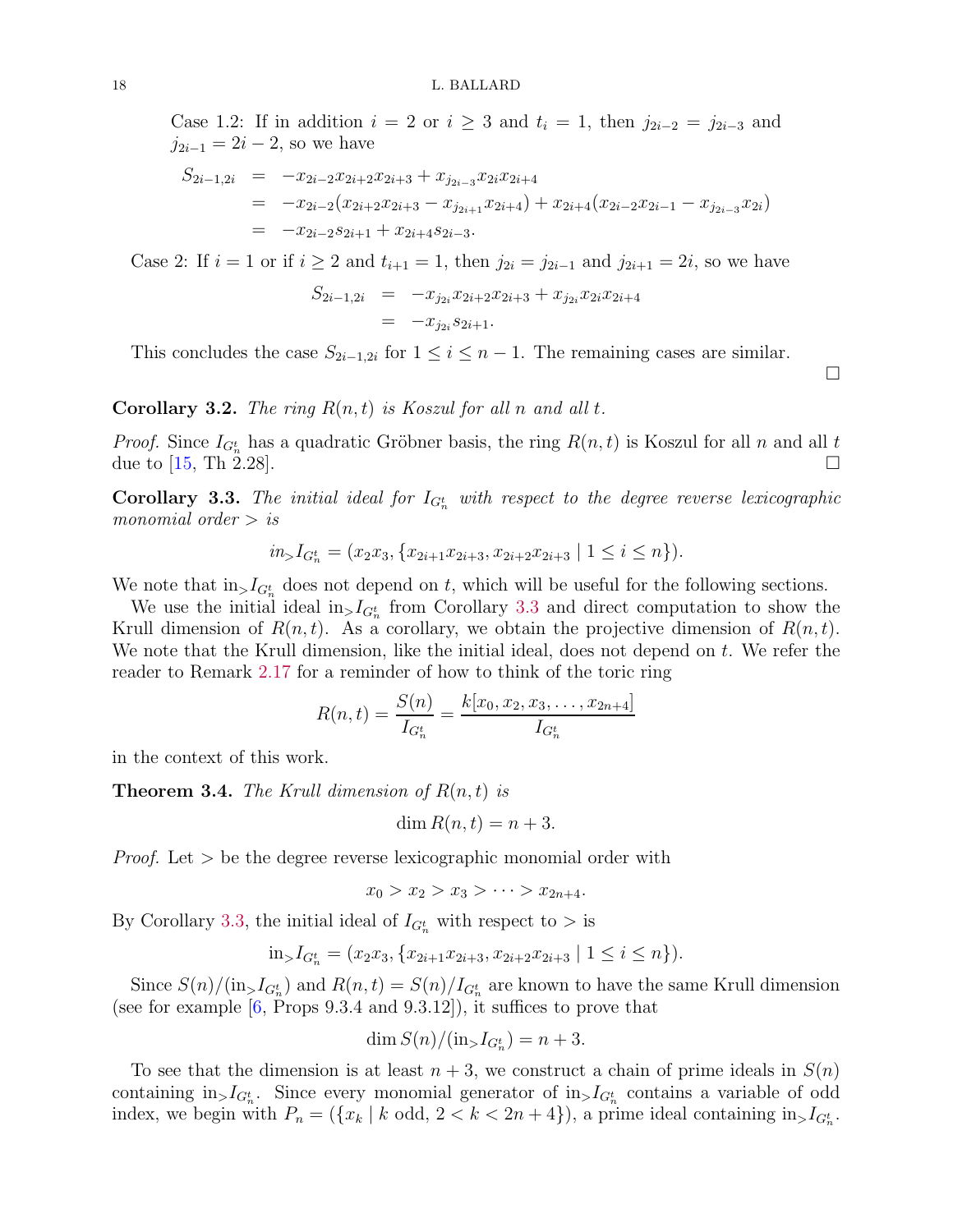Case 1.2: If in addition $i = 2$ or $i \geq 3$ and $t_i = 1$, then $j_{2i-2} = j_{2i-3}$ and $j_{2i-1} = 2i - 2$, so we have

$$
\begin{aligned}
S_{2i-1,2i} &= -x_{2i-2}x_{2i+2}x_{2i+3} + x_{j_{2i-3}}x_{2i}x_{2i+4} \\
&= -x_{2i-2}(x_{2i+2}x_{2i+3} - x_{j_{2i+1}}x_{2i+4}) + x_{2i+4}(x_{2i-2}x_{2i-1} - x_{j_{2i-3}}x_{2i}) \\
&= -x_{2i-2}s_{2i+1} + x_{2i+4}s_{2i-3}.
\end{aligned}
$$

Case 2: If $i = 1$ or if $i \geq 2$ and $t_{i+1} = 1$, then $j_{2i} = j_{2i-1}$ and $j_{2i+1} = 2i$, so we have

$$
\begin{aligned}
S_{2i-1,2i} &= -x_{j_{2i}}x_{2i+2}x_{2i+3} + x_{j_{2i}}x_{2i}x_{2i+4} \\
&= -x_{j_{2i}}s_{2i+1}.
\end{aligned}
$$

This concludes the case $S_{2i-1,2i}$ for $1 \leq i \leq n-1$. The remaining cases are similar. $\square$

**Corollary 3.2.** *The ring $R(n,t)$ is Koszul for all $n$ and all $t$.*

*Proof.* Since $I_{G_n^t}$ has a quadratic Gröbner basis, the ring $R(n,t)$ is Koszul for all $n$ and all $t$ due to [15, Th 2.28]. $\square$

**Corollary 3.3.** *The initial ideal for $I_{G_n^t}$ with respect to the degree reverse lexicographic monomial order $>$ is*

$$in_{>}I_{G_n^t} = (x_2x_3, \{x_{2i+1}x_{2i+3}, x_{2i+2}x_{2i+3} \mid 1 \leq i \leq n\}).$$

We note that $\text{in}_{>}I_{G_n^t}$ does not depend on $t$, which will be useful for the following sections.

We use the initial ideal $\text{in}_{>}I_{G_n^t}$ from Corollary 3.3 and direct computation to show the Krull dimension of $R(n,t)$. As a corollary, we obtain the projective dimension of $R(n,t)$. We note that the Krull dimension, like the initial ideal, does not depend on $t$. We refer the reader to Remark 2.17 for a reminder of how to think of the toric ring

$$R(n,t) = \frac{S(n)}{I_{G_n^t}} = \frac{k[x_0, x_2, x_3, \ldots, x_{2n+4}]}{I_{G_n^t}}$$

in the context of this work.

**Theorem 3.4.** *The Krull dimension of $R(n,t)$ is*

$$\dim R(n,t) = n + 3.$$

*Proof.* Let $>$ be the degree reverse lexicographic monomial order with

$$x_0 > x_2 > x_3 > \cdots > x_{2n+4}.$$

By Corollary 3.3, the initial ideal of $I_{G_n^t}$ with respect to $>$ is

$$\text{in}_{>}I_{G_n^t} = (x_2x_3, \{x_{2i+1}x_{2i+3}, x_{2i+2}x_{2i+3} \mid 1 \leq i \leq n\}).$$

Since $S(n)/(\text{in}_{>}I_{G_n^t})$ and $R(n,t) = S(n)/I_{G_n^t}$ are known to have the same Krull dimension (see for example [6, Props 9.3.4 and 9.3.12]), it suffices to prove that

$$\dim S(n)/(\text{in}_{>}I_{G_n^t}) = n + 3.$$

To see that the dimension is at least $n+3$, we construct a chain of prime ideals in $S(n)$ containing $\text{in}_{>}I_{G_n^t}$. Since every monomial generator of $\text{in}_{>}I_{G_n^t}$ contains a variable of odd index, we begin with $P_n = (\{x_k \mid k \text{ odd}, 2 < k < 2n+4\})$, a prime ideal containing $\text{in}_{>}I_{G_n^t}$.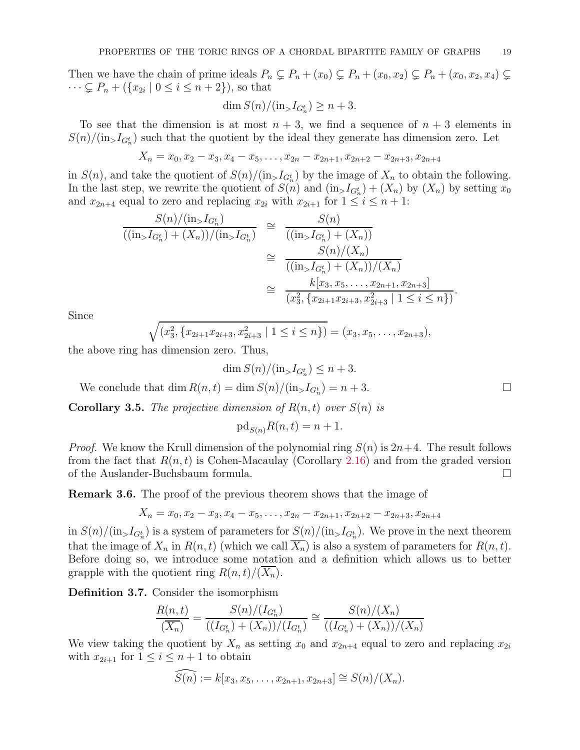Then we have the chain of prime ideals $P_n \subsetneq P_n + (x_0) \subsetneq P_n + (x_0, x_2) \subsetneq P_n + (x_0, x_2, x_4) \subsetneq \cdots \subsetneq P_n + (\{x_{2i} \mid 0 \leq i \leq n+2\})$, so that

$$\dim S(n)/(\mathrm{in}_> I_{G_n^t}) \geq n+3.$$

To see that the dimension is at most $n+3$, we find a sequence of $n+3$ elements in $S(n)/(\mathrm{in}_> I_{G_n^t})$ such that the quotient by the ideal they generate has dimension zero. Let

$$X_n = x_0, x_2 - x_3, x_4 - x_5, \ldots, x_{2n} - x_{2n+1}, x_{2n+2} - x_{2n+3}, x_{2n+4}$$

in $S(n)$, and take the quotient of $S(n)/(\mathrm{in}_> I_{G_n^t})$ by the image of $X_n$ to obtain the following. In the last step, we rewrite the quotient of $S(n)$ and $(\mathrm{in}_> I_{G_n^t}) + (X_n)$ by $(X_n)$ by setting $x_0$ and $x_{2n+4}$ equal to zero and replacing $x_{2i}$ with $x_{2i+1}$ for $1 \leq i \leq n+1$:

$$\begin{aligned}
\frac{S(n)/(\mathrm{in}_> I_{G_n^t})}{((\mathrm{in}_> I_{G_n^t}) + (X_n))/(\mathrm{in}_> I_{G_n^t})} &\cong \frac{S(n)}{((\mathrm{in}_> I_{G_n^t}) + (X_n))} \\
&\cong \frac{S(n)/(X_n)}{((\mathrm{in}_> I_{G_n^t}) + (X_n))/(X_n)} \\
&\cong \frac{k[x_3, x_5, \ldots, x_{2n+1}, x_{2n+3}]}{(x_3^2, \{x_{2i+1}x_{2i+3}, x_{2i+3}^2 \mid 1 \leq i \leq n\})}.
\end{aligned}$$

Since

$$\sqrt{(x_3^2, \{x_{2i+1}x_{2i+3}, x_{2i+3}^2 \mid 1 \leq i \leq n\})} = (x_3, x_5, \ldots, x_{2n+3}),$$

the above ring has dimension zero. Thus,

$$\dim S(n)/(\mathrm{in}_> I_{G_n^t}) \leq n+3.$$

We conclude that $\dim R(n,t) = \dim S(n)/(\mathrm{in}_> I_{G_n^t}) = n+3$. $\square$

**Corollary 3.5.** *The projective dimension of $R(n,t)$ over $S(n)$ is*

$$\mathrm{pd}_{S(n)} R(n,t) = n+1.$$

*Proof.* We know the Krull dimension of the polynomial ring $S(n)$ is $2n+4$. The result follows from the fact that $R(n,t)$ is Cohen-Macaulay (Corollary 2.16) and from the graded version of the Auslander-Buchsbaum formula. $\square$

**Remark 3.6.** The proof of the previous theorem shows that the image of

$$X_n = x_0, x_2 - x_3, x_4 - x_5, \ldots, x_{2n} - x_{2n+1}, x_{2n+2} - x_{2n+3}, x_{2n+4}$$

in $S(n)/(\mathrm{in}_> I_{G_n^t})$ is a system of parameters for $S(n)/(\mathrm{in}_> I_{G_n^t})$. We prove in the next theorem that the image of $X_n$ in $R(n,t)$ (which we call $\overline{X_n}$) is also a system of parameters for $R(n,t)$. Before doing so, we introduce some notation and a definition which allows us to better grapple with the quotient ring $R(n,t)/(\overline{X_n})$.

**Definition 3.7.** Consider the isomorphism

$$\frac{R(n,t)}{(\overline{X_n})} = \frac{S(n)/(I_{G_n^t})}{((I_{G_n^t}) + (X_n))/(I_{G_n^t})} \cong \frac{S(n)/(X_n)}{((I_{G_n^t}) + (X_n))/(X_n)}$$

We view taking the quotient by $X_n$ as setting $x_0$ and $x_{2n+4}$ equal to zero and replacing $x_{2i}$ with $x_{2i+1}$ for $1 \leq i \leq n+1$ to obtain

$$\widehat{S(n)} := k[x_3, x_5, \ldots, x_{2n+1}, x_{2n+3}] \cong S(n)/(X_n).$$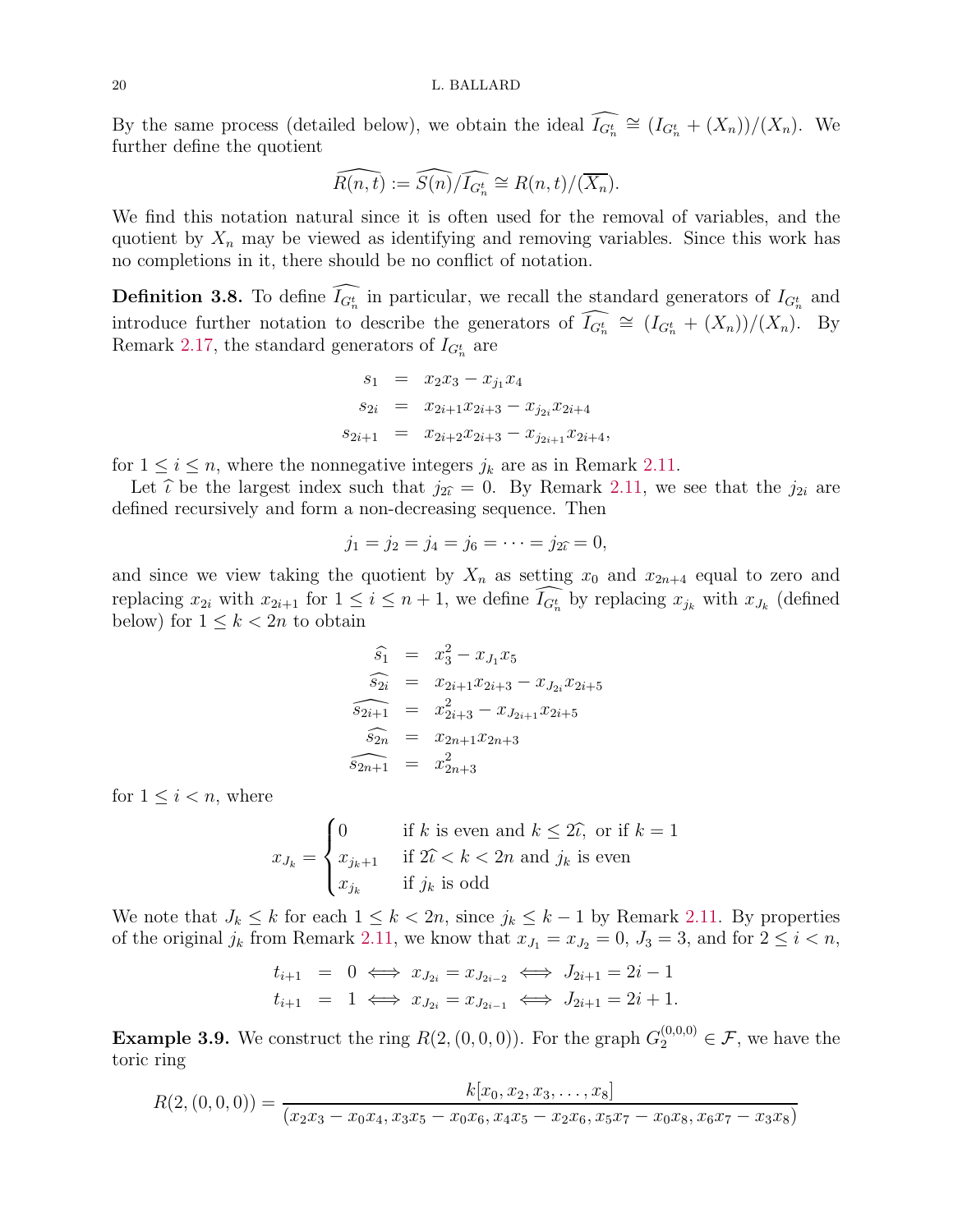By the same process (detailed below), we obtain the ideal $\widehat{I_{G_n^t}} \cong (I_{G_n^t} + (X_n))/(X_n)$. We further define the quotient

$$\widehat{R(n,t)} := \widehat{S(n)}/\widehat{I_{G_n^t}} \cong R(n,t)/(\overline{X_n}).$$

We find this notation natural since it is often used for the removal of variables, and the quotient by $X_n$ may be viewed as identifying and removing variables. Since this work has no completions in it, there should be no conflict of notation.

**Definition 3.8.** To define $\widehat{I_{G_n^t}}$ in particular, we recall the standard generators of $I_{G_n^t}$ and introduce further notation to describe the generators of $\widehat{I_{G_n^t}} \cong (I_{G_n^t} + (X_n))/(X_n)$. By Remark 2.17, the standard generators of $I_{G_n^t}$ are

$$\begin{aligned}
s_1 &= x_2x_3 - x_{j_1}x_4 \\
s_{2i} &= x_{2i+1}x_{2i+3} - x_{j_{2i}}x_{2i+4} \\
s_{2i+1} &= x_{2i+2}x_{2i+3} - x_{j_{2i+1}}x_{2i+4},
\end{aligned}$$

for $1 \leq i \leq n$, where the nonnegative integers $j_k$ are as in Remark 2.11.

Let $\widehat{\imath}$ be the largest index such that $j_{2\widehat{\imath}} = 0$. By Remark 2.11, we see that the $j_{2i}$ are defined recursively and form a non-decreasing sequence. Then

$$j_1 = j_2 = j_4 = j_6 = \cdots = j_{2\widehat{\imath}} = 0,$$

and since we view taking the quotient by $X_n$ as setting $x_0$ and $x_{2n+4}$ equal to zero and replacing $x_{2i}$ with $x_{2i+1}$ for $1 \leq i \leq n+1$, we define $\widehat{I_{G_n^t}}$ by replacing $x_{j_k}$ with $x_{J_k}$ (defined below) for $1 \leq k < 2n$ to obtain

$$\begin{aligned}
\widehat{s_1} &= x_3^2 - x_{J_1}x_5 \\
\widehat{s_{2i}} &= x_{2i+1}x_{2i+3} - x_{J_{2i}}x_{2i+5} \\
\widehat{s_{2i+1}} &= x_{2i+3}^2 - x_{J_{2i+1}}x_{2i+5} \\
\widehat{s_{2n}} &= x_{2n+1}x_{2n+3} \\
\widehat{s_{2n+1}} &= x_{2n+3}^2
\end{aligned}$$

for $1 \leq i < n$, where

$$x_{J_k} = \begin{cases} 0 & \text{if } k \text{ is even and } k \leq 2\widehat{\imath}, \text{ or if } k = 1 \\ x_{j_k+1} & \text{if } 2\widehat{\imath} < k < 2n \text{ and } j_k \text{ is even} \\ x_{j_k} & \text{if } j_k \text{ is odd} \end{cases}$$

We note that $J_k \leq k$ for each $1 \leq k < 2n$, since $j_k \leq k-1$ by Remark 2.11. By properties of the original $j_k$ from Remark 2.11, we know that $x_{J_1} = x_{J_2} = 0$, $J_3 = 3$, and for $2 \leq i < n$,

$$\begin{aligned}
t_{i+1} &= 0 \iff x_{J_{2i}} = x_{J_{2i-2}} \iff J_{2i+1} = 2i-1 \\
t_{i+1} &= 1 \iff x_{J_{2i}} = x_{J_{2i-1}} \iff J_{2i+1} = 2i+1.
\end{aligned}$$

**Example 3.9.** We construct the ring $R(2,(0,0,0))$. For the graph $G_2^{(0,0,0)} \in \mathcal{F}$, we have the toric ring

$$R(2,(0,0,0)) = \frac{k[x_0, x_2, x_3, \ldots, x_8]}{(x_2x_3 - x_0x_4, x_3x_5 - x_0x_6, x_4x_5 - x_2x_6, x_5x_7 - x_0x_8, x_6x_7 - x_3x_8)}$$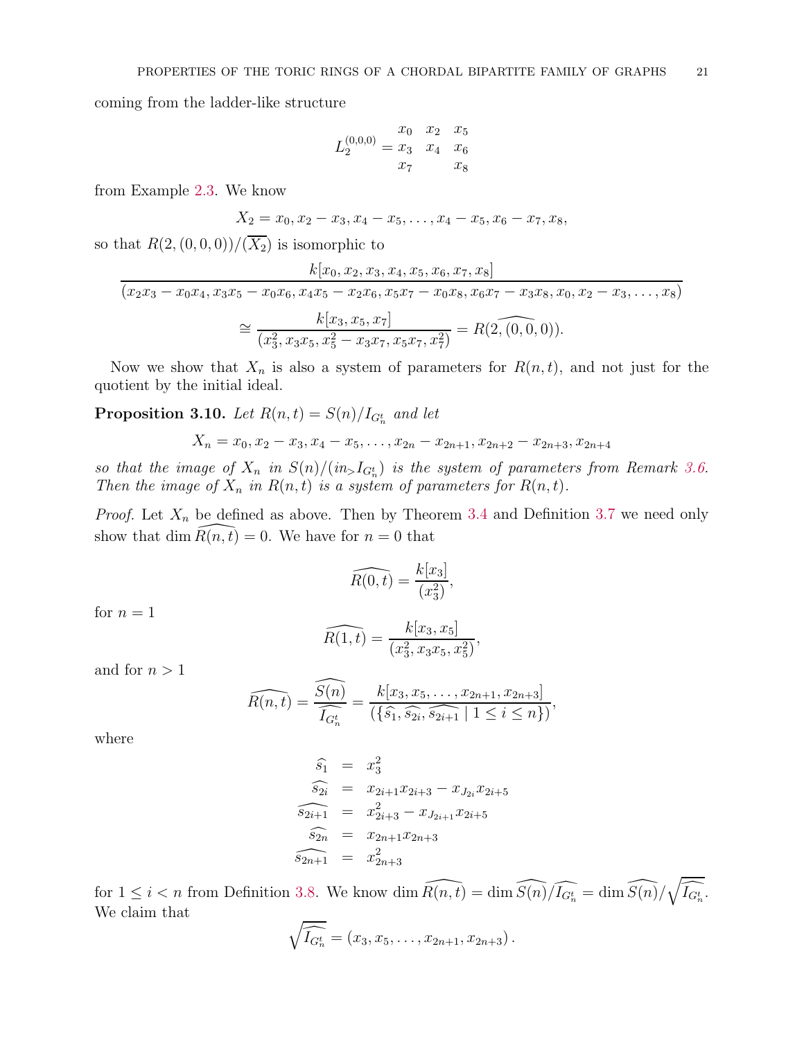coming from the ladder-like structure

$$L_2^{(0,0,0)} = \begin{matrix} x_0 & x_2 & x_5 \\ x_3 & x_4 & x_6 \\ x_7 & & x_8 \end{matrix}$$

from Example 2.3. We know

$$X_2 = x_0, x_2 - x_3, x_4 - x_5, \ldots, x_4 - x_5, x_6 - x_7, x_8,$$

so that $R(2,(0,0,0))/(\overline{X_2})$ is isomorphic to

$$\frac{k[x_0, x_2, x_3, x_4, x_5, x_6, x_7, x_8]}{(x_2x_3 - x_0x_4, x_3x_5 - x_0x_6, x_4x_5 - x_2x_6, x_5x_7 - x_0x_8, x_6x_7 - x_3x_8, x_0, x_2 - x_3, \ldots, x_8)}$$

$$\cong \frac{k[x_3, x_5, x_7]}{(x_3^2, x_3x_5, x_5^2 - x_3x_7, x_5x_7, x_7^2)} = R(2, \widehat{(0,0,0)}).$$

Now we show that $X_n$ is also a system of parameters for $R(n,t)$, and not just for the quotient by the initial ideal.

**Proposition 3.10.** *Let $R(n,t) = S(n)/I_{G_n^t}$ and let*

$$X_n = x_0, x_2 - x_3, x_4 - x_5, \ldots, x_{2n} - x_{2n+1}, x_{2n+2} - x_{2n+3}, x_{2n+4}$$

*so that the image of $X_n$ in $S(n)/(in_> I_{G_n^t})$ is the system of parameters from Remark 3.6. Then the image of $X_n$ in $R(n,t)$ is a system of parameters for $R(n,t)$.*

*Proof.* Let $X_n$ be defined as above. Then by Theorem 3.4 and Definition 3.7 we need only show that $\dim \widehat{R(n,t)} = 0$. We have for $n = 0$ that

$$\widehat{R(0,t)} = \frac{k[x_3]}{(x_3^2)},$$

for $n = 1$

$$\widehat{R(1,t)} = \frac{k[x_3, x_5]}{(x_3^2, x_3x_5, x_5^2)},$$

and for $n > 1$

$$\widehat{R(n,t)} = \frac{\widehat{S(n)}}{\widehat{I_{G_n^t}}} = \frac{k[x_3, x_5, \ldots, x_{2n+1}, x_{2n+3}]}{(\{\widehat{s_1}, \widehat{s_{2i}}, \widehat{s_{2i+1}} \mid 1 \le i \le n\})},$$

where

$$\begin{aligned}
\widehat{s_1} &= x_3^2 \\
\widehat{s_{2i}} &= x_{2i+1}x_{2i+3} - x_{J_{2i}}x_{2i+5} \\
\widehat{s_{2i+1}} &= x_{2i+3}^2 - x_{J_{2i+1}}x_{2i+5} \\
\widehat{s_{2n}} &= x_{2n+1}x_{2n+3} \\
\widehat{s_{2n+1}} &= x_{2n+3}^2
\end{aligned}$$

for $1 \le i < n$ from Definition 3.8. We know $\dim \widehat{R(n,t)} = \dim \widehat{S(n)}/\widehat{I_{G_n^t}} = \dim \widehat{S(n)}/\sqrt{\widehat{I_{G_n^t}}}$. We claim that

$$\sqrt{\widehat{I_{G_n^t}}} = (x_3, x_5, \ldots, x_{2n+1}, x_{2n+3}).$$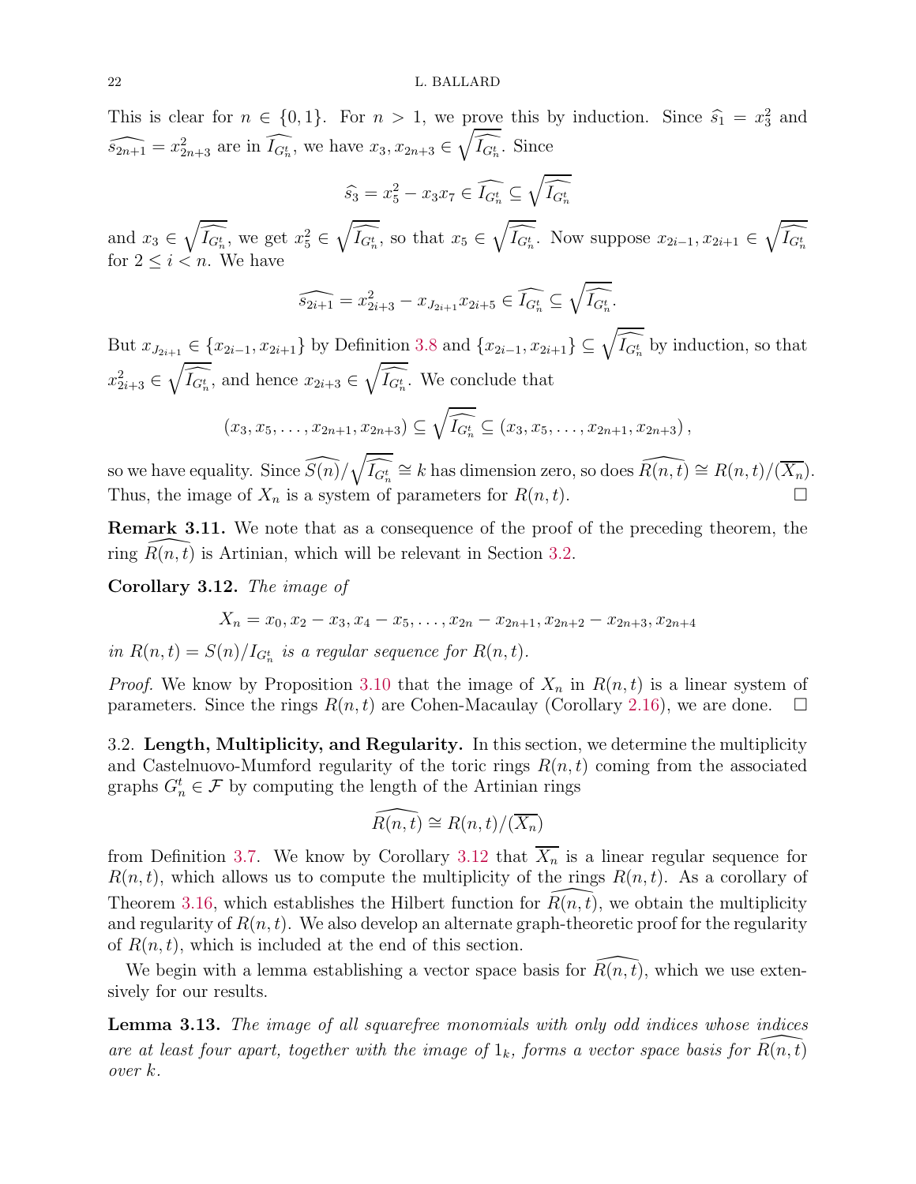This is clear for $n \in \{0,1\}$. For $n > 1$, we prove this by induction. Since $\widehat{s_1} = x_3^2$ and $\widehat{s_{2n+1}} = x_{2n+3}^2$ are in $\widehat{I_{G_n^t}}$, we have $x_3, x_{2n+3} \in \sqrt{\widehat{I_{G_n^t}}}$. Since

$$\widehat{s_3} = x_5^2 - x_3x_7 \in \widehat{I_{G_n^t}} \subseteq \sqrt{\widehat{I_{G_n^t}}}$$

and $x_3 \in \sqrt{\widehat{I_{G_n^t}}}$, we get $x_5^2 \in \sqrt{\widehat{I_{G_n^t}}}$, so that $x_5 \in \sqrt{\widehat{I_{G_n^t}}}$. Now suppose $x_{2i-1}, x_{2i+1} \in \sqrt{\widehat{I_{G_n^t}}}$ for $2 \leq i < n$. We have

$$\widehat{s_{2i+1}} = x_{2i+3}^2 - x_{J_{2i+1}}x_{2i+5} \in \widehat{I_{G_n^t}} \subseteq \sqrt{\widehat{I_{G_n^t}}}.$$

But $x_{J_{2i+1}} \in \{x_{2i-1}, x_{2i+1}\}$ by Definition 3.8 and $\{x_{2i-1}, x_{2i+1}\} \subseteq \sqrt{\widehat{I_{G_n^t}}}$ by induction, so that $x_{2i+3}^2 \in \sqrt{\widehat{I_{G_n^t}}}$, and hence $x_{2i+3} \in \sqrt{\widehat{I_{G_n^t}}}$. We conclude that

$$(x_3, x_5, \ldots, x_{2n+1}, x_{2n+3}) \subseteq \sqrt{\widehat{I_{G_n^t}}} \subseteq (x_3, x_5, \ldots, x_{2n+1}, x_{2n+3}),$$

so we have equality. Since $\widehat{S(n)}/\sqrt{\widehat{I_{G_n^t}}} \cong k$ has dimension zero, so does $\widehat{R(n,t)} \cong R(n,t)/(\overline{X_n})$. Thus, the image of $X_n$ is a system of parameters for $R(n,t)$. ☐

**Remark 3.11.** We note that as a consequence of the proof of the preceding theorem, the ring $\widehat{R(n,t)}$ is Artinian, which will be relevant in Section 3.2.

**Corollary 3.12.** *The image of*

$$X_n = x_0, x_2 - x_3, x_4 - x_5, \ldots, x_{2n} - x_{2n+1}, x_{2n+2} - x_{2n+3}, x_{2n+4}$$

*in $R(n,t) = S(n)/I_{G_n^t}$ is a regular sequence for $R(n,t)$.*

*Proof.* We know by Proposition 3.10 that the image of $X_n$ in $R(n,t)$ is a linear system of parameters. Since the rings $R(n,t)$ are Cohen-Macaulay (Corollary 2.16), we are done. ☐

3.2. **Length, Multiplicity, and Regularity.** In this section, we determine the multiplicity and Castelnuovo-Mumford regularity of the toric rings $R(n,t)$ coming from the associated graphs $G_n^t \in \mathcal{F}$ by computing the length of the Artinian rings

$$\widehat{R(n,t)} \cong R(n,t)/(\overline{X_n})$$

from Definition 3.7. We know by Corollary 3.12 that $\overline{X_n}$ is a linear regular sequence for $R(n,t)$, which allows us to compute the multiplicity of the rings $R(n,t)$. As a corollary of Theorem 3.16, which establishes the Hilbert function for $\widehat{R(n,t)}$, we obtain the multiplicity and regularity of $R(n,t)$. We also develop an alternate graph-theoretic proof for the regularity of $R(n,t)$, which is included at the end of this section.

We begin with a lemma establishing a vector space basis for $\widehat{R(n,t)}$, which we use extensively for our results.

**Lemma 3.13.** *The image of all squarefree monomials with only odd indices whose indices are at least four apart, together with the image of $1_k$, forms a vector space basis for $\widehat{R(n,t)}$ over $k$.*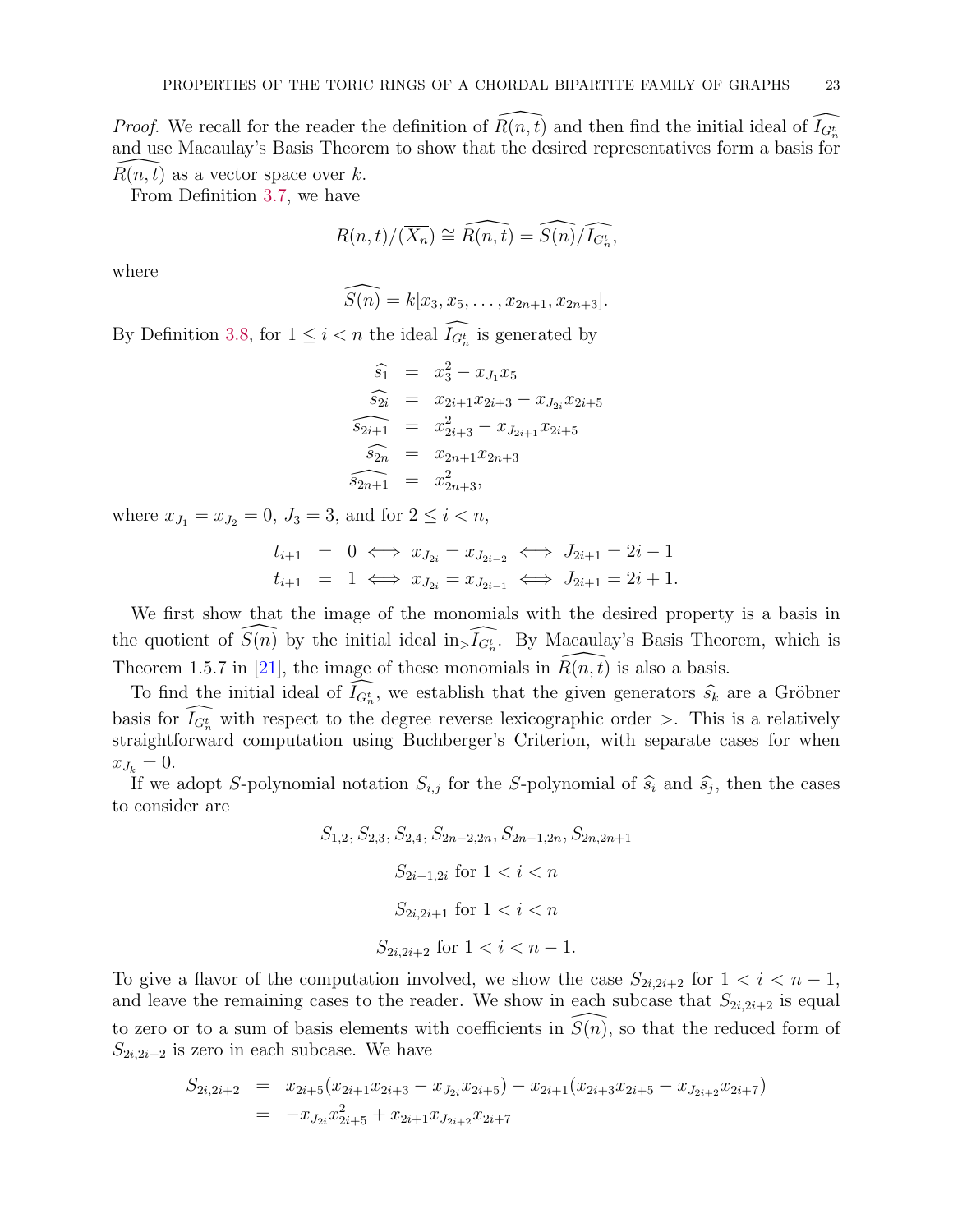*Proof.* We recall for the reader the definition of $\widehat{R(n,t)}$ and then find the initial ideal of $\widehat{I_{G_n^t}}$ and use Macaulay's Basis Theorem to show that the desired representatives form a basis for $\widehat{R(n,t)}$ as a vector space over $k$.

From Definition 3.7, we have

$$R(n,t)/(\overline{X_n}) \cong \widehat{R(n,t)} = \widehat{S(n)}/\widehat{I_{G_n^t}},$$

where

$$\widehat{S(n)} = k[x_3, x_5, \ldots, x_{2n+1}, x_{2n+3}].$$

By Definition 3.8, for $1 \leq i < n$ the ideal $\widehat{I_{G_n^t}}$ is generated by

$$\begin{aligned}
\widehat{s_1} &= x_3^2 - x_{J_1}x_5 \\
\widehat{s_{2i}} &= x_{2i+1}x_{2i+3} - x_{J_{2i}}x_{2i+5} \\
\widehat{s_{2i+1}} &= x_{2i+3}^2 - x_{J_{2i+1}}x_{2i+5} \\
\widehat{s_{2n}} &= x_{2n+1}x_{2n+3} \\
\widehat{s_{2n+1}} &= x_{2n+3}^2,
\end{aligned}$$

where $x_{J_1} = x_{J_2} = 0$, $J_3 = 3$, and for $2 \leq i < n$,

$$\begin{aligned}
t_{i+1} &= 0 \iff x_{J_{2i}} = x_{J_{2i-2}} \iff J_{2i+1} = 2i-1 \\
t_{i+1} &= 1 \iff x_{J_{2i}} = x_{J_{2i-1}} \iff J_{2i+1} = 2i+1.
\end{aligned}$$

We first show that the image of the monomials with the desired property is a basis in the quotient of $\widehat{S(n)}$ by the initial ideal $\mathrm{in}_{>}\widehat{I_{G_n^t}}$. By Macaulay's Basis Theorem, which is Theorem 1.5.7 in [21], the image of these monomials in $\widehat{R(n,t)}$ is also a basis.

To find the initial ideal of $\widehat{I_{G_n^t}}$, we establish that the given generators $\widehat{s_k}$ are a Gröbner basis for $\widehat{I_{G_n^t}}$ with respect to the degree reverse lexicographic order $>$. This is a relatively straightforward computation using Buchberger's Criterion, with separate cases for when $x_{J_k} = 0$.

If we adopt $S$-polynomial notation $S_{i,j}$ for the $S$-polynomial of $\widehat{s_i}$ and $\widehat{s_j}$, then the cases to consider are

$$S_{1,2}, S_{2,3}, S_{2,4}, S_{2n-2,2n}, S_{2n-1,2n}, S_{2n,2n+1}$$

$$S_{2i-1,2i} \text{ for } 1 < i < n$$

$$S_{2i,2i+1} \text{ for } 1 < i < n$$

$$S_{2i,2i+2} \text{ for } 1 < i < n-1.$$

To give a flavor of the computation involved, we show the case $S_{2i,2i+2}$ for $1 < i < n-1$, and leave the remaining cases to the reader. We show in each subcase that $S_{2i,2i+2}$ is equal to zero or to a sum of basis elements with coefficients in $\widehat{S(n)}$, so that the reduced form of $S_{2i,2i+2}$ is zero in each subcase. We have

$$\begin{aligned}
S_{2i,2i+2} &= x_{2i+5}(x_{2i+1}x_{2i+3} - x_{J_{2i}}x_{2i+5}) - x_{2i+1}(x_{2i+3}x_{2i+5} - x_{J_{2i+2}}x_{2i+7}) \\
&= -x_{J_{2i}}x_{2i+5}^2 + x_{2i+1}x_{J_{2i+2}}x_{2i+7}
\end{aligned}$$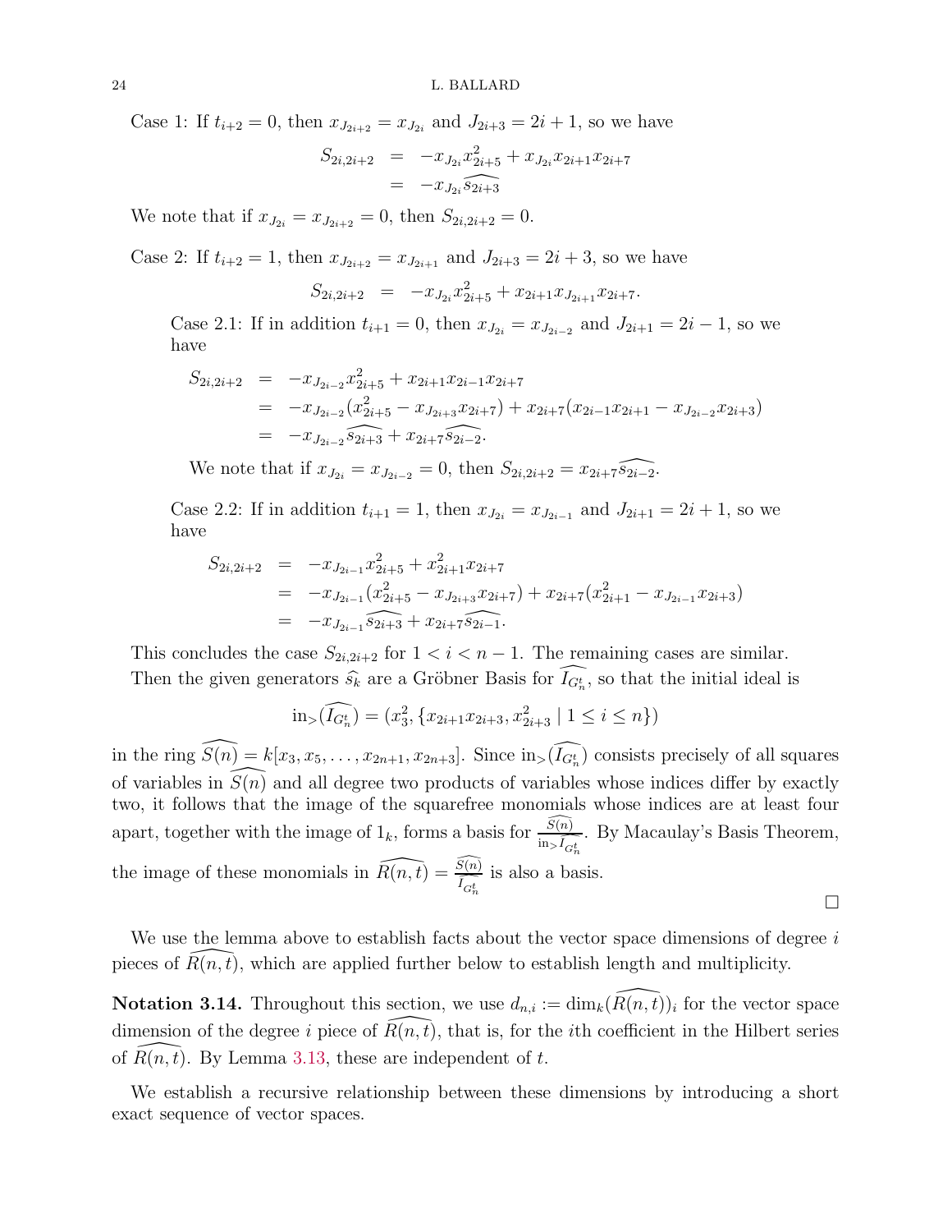Case 1: If $t_{i+2} = 0$, then $x_{J_{2i+2}} = x_{J_{2i}}$ and $J_{2i+3} = 2i+1$, so we have

$$
\begin{aligned}
S_{2i,2i+2} &= -x_{J_{2i}} x_{2i+5}^2 + x_{J_{2i}} x_{2i+1} x_{2i+7} \\
&= -x_{J_{2i}} \widehat{s_{2i+3}}
\end{aligned}
$$

We note that if $x_{J_{2i}} = x_{J_{2i+2}} = 0$, then $S_{2i,2i+2} = 0$.

Case 2: If $t_{i+2} = 1$, then $x_{J_{2i+2}} = x_{J_{2i+1}}$ and $J_{2i+3} = 2i+3$, so we have

$$
S_{2i,2i+2} = -x_{J_{2i}} x_{2i+5}^2 + x_{2i+1} x_{J_{2i+1}} x_{2i+7}.
$$

Case 2.1: If in addition $t_{i+1} = 0$, then $x_{J_{2i}} = x_{J_{2i-2}}$ and $J_{2i+1} = 2i-1$, so we have

$$
\begin{aligned}
S_{2i,2i+2} &= -x_{J_{2i-2}} x_{2i+5}^2 + x_{2i+1} x_{2i-1} x_{2i+7} \\
&= -x_{J_{2i-2}} (x_{2i+5}^2 - x_{J_{2i+3}} x_{2i+7}) + x_{2i+7}(x_{2i-1} x_{2i+1} - x_{J_{2i-2}} x_{2i+3}) \\
&= -x_{J_{2i-2}} \widehat{s_{2i+3}} + x_{2i+7} \widehat{s_{2i-2}}.
\end{aligned}
$$

We note that if $x_{J_{2i}} = x_{J_{2i-2}} = 0$, then $S_{2i,2i+2} = x_{2i+7} \widehat{s_{2i-2}}$.

Case 2.2: If in addition $t_{i+1} = 1$, then $x_{J_{2i}} = x_{J_{2i-1}}$ and $J_{2i+1} = 2i+1$, so we have

$$
\begin{aligned}
S_{2i,2i+2} &= -x_{J_{2i-1}} x_{2i+5}^2 + x_{2i+1}^2 x_{2i+7} \\
&= -x_{J_{2i-1}} (x_{2i+5}^2 - x_{J_{2i+3}} x_{2i+7}) + x_{2i+7}(x_{2i+1}^2 - x_{J_{2i-1}} x_{2i+3}) \\
&= -x_{J_{2i-1}} \widehat{s_{2i+3}} + x_{2i+7} \widehat{s_{2i-1}}.
\end{aligned}
$$

This concludes the case $S_{2i,2i+2}$ for $1 < i < n-1$. The remaining cases are similar. Then the given generators $\widehat{s_k}$ are a Gröbner Basis for $\widehat{I_{G_n^t}}$, so that the initial ideal is

$$
\text{in}_>(\widehat{I_{G_n^t}}) = (x_3^2, \{x_{2i+1} x_{2i+3}, x_{2i+3}^2 \mid 1 \leq i \leq n\})
$$

in the ring $\widehat{S(n)} = k[x_3, x_5, \ldots, x_{2n+1}, x_{2n+3}]$. Since $\text{in}_>(\widehat{I_{G_n^t}})$ consists precisely of all squares of variables in $\widehat{S(n)}$ and all degree two products of variables whose indices differ by exactly two, it follows that the image of the squarefree monomials whose indices are at least four apart, together with the image of $1_k$, forms a basis for $\frac{\widehat{S(n)}}{\text{in}_> \widehat{I_{G_n^t}}}$. By Macaulay's Basis Theorem, the image of these monomials in $\widehat{R(n,t)} = \frac{\widehat{S(n)}}{\widehat{I_{G_n^t}}}$ is also a basis.

□

We use the lemma above to establish facts about the vector space dimensions of degree $i$ pieces of $\widehat{R(n,t)}$, which are applied further below to establish length and multiplicity.

**Notation 3.14.** Throughout this section, we use $d_{n,i} := \dim_k(\widehat{R(n,t)})_i$ for the vector space dimension of the degree $i$ piece of $\widehat{R(n,t)}$, that is, for the $i$th coefficient in the Hilbert series of $\widehat{R(n,t)}$. By Lemma 3.13, these are independent of $t$.

We establish a recursive relationship between these dimensions by introducing a short exact sequence of vector spaces.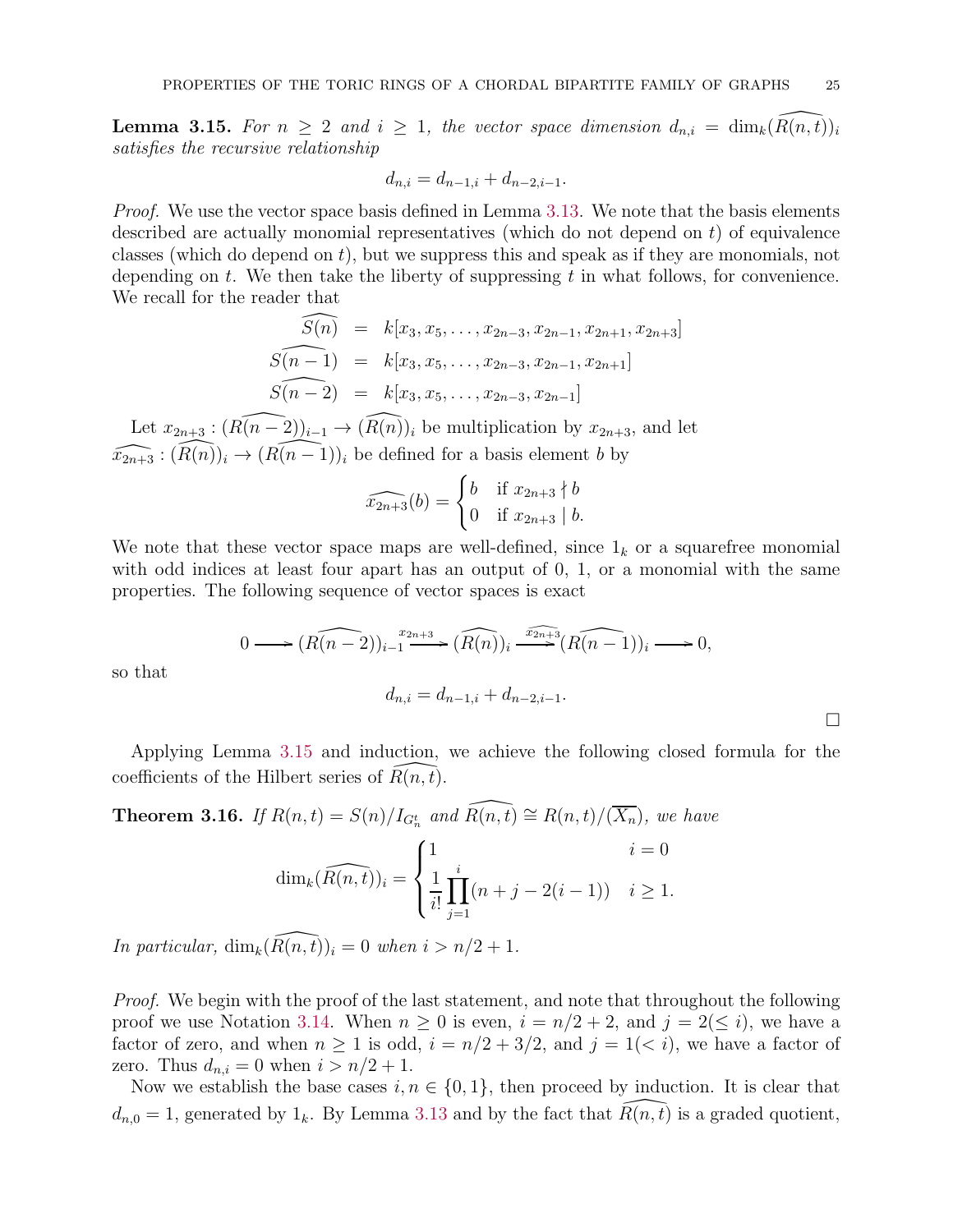**Lemma 3.15.** *For $n \geq 2$ and $i \geq 1$, the vector space dimension $d_{n,i} = \dim_k(\widehat{R(n,t)})_i$ satisfies the recursive relationship*

$$d_{n,i} = d_{n-1,i} + d_{n-2,i-1}.$$

*Proof.* We use the vector space basis defined in Lemma 3.13. We note that the basis elements described are actually monomial representatives (which do not depend on $t$) of equivalence classes (which do depend on $t$), but we suppress this and speak as if they are monomials, not depending on $t$. We then take the liberty of suppressing $t$ in what follows, for convenience. We recall for the reader that

$$\begin{aligned}
\widehat{S(n)} &= k[x_3, x_5, \ldots, x_{2n-3}, x_{2n-1}, x_{2n+1}, x_{2n+3}] \\
\widehat{S(n-1)} &= k[x_3, x_5, \ldots, x_{2n-3}, x_{2n-1}, x_{2n+1}] \\
\widehat{S(n-2)} &= k[x_3, x_5, \ldots, x_{2n-3}, x_{2n-1}]
\end{aligned}$$

Let $x_{2n+3} : (\widehat{R(n-2)})_{i-1} \to (\widehat{R(n)})_i$ be multiplication by $x_{2n+3}$, and let $\widehat{x_{2n+3}} : (\widehat{R(n)})_i \to (\widehat{R(n-1)})_i$ be defined for a basis element $b$ by

$$\widehat{x_{2n+3}}(b) = \begin{cases} b & \text{if } x_{2n+3} \nmid b \\ 0 & \text{if } x_{2n+3} \mid b. \end{cases}$$

We note that these vector space maps are well-defined, since $1_k$ or a squarefree monomial with odd indices at least four apart has an output of 0, 1, or a monomial with the same properties. The following sequence of vector spaces is exact

$$0 \longrightarrow (\widehat{R(n-2)})_{i-1} \xrightarrow{x_{2n+3}} (\widehat{R(n)})_i \xrightarrow{\widehat{x_{2n+3}}} (\widehat{R(n-1)})_i \longrightarrow 0,$$

so that

$$d_{n,i} = d_{n-1,i} + d_{n-2,i-1}.$$

$\square$

Applying Lemma 3.15 and induction, we achieve the following closed formula for the coefficients of the Hilbert series of $\widehat{R(n,t)}$.

**Theorem 3.16.** *If $R(n,t) = S(n)/I_{G_n^t}$ and $\widehat{R(n,t)} \cong R(n,t)/(\overline{X_n})$, we have*

$$\dim_k(\widehat{R(n,t)})_i = \begin{cases} 1 & i = 0 \\ \dfrac{1}{i!}\displaystyle\prod_{j=1}^{i}(n+j-2(i-1)) & i \geq 1. \end{cases}$$

*In particular, $\dim_k(\widehat{R(n,t)})_i = 0$ when $i > n/2 + 1$.*

*Proof.* We begin with the proof of the last statement, and note that throughout the following proof we use Notation 3.14. When $n \geq 0$ is even, $i = n/2 + 2$, and $j = 2 (\leq i)$, we have a factor of zero, and when $n \geq 1$ is odd, $i = n/2 + 3/2$, and $j = 1 (< i)$, we have a factor of zero. Thus $d_{n,i} = 0$ when $i > n/2 + 1$.

Now we establish the base cases $i, n \in \{0, 1\}$, then proceed by induction. It is clear that $d_{n,0} = 1$, generated by $1_k$. By Lemma 3.13 and by the fact that $\widehat{R(n,t)}$ is a graded quotient,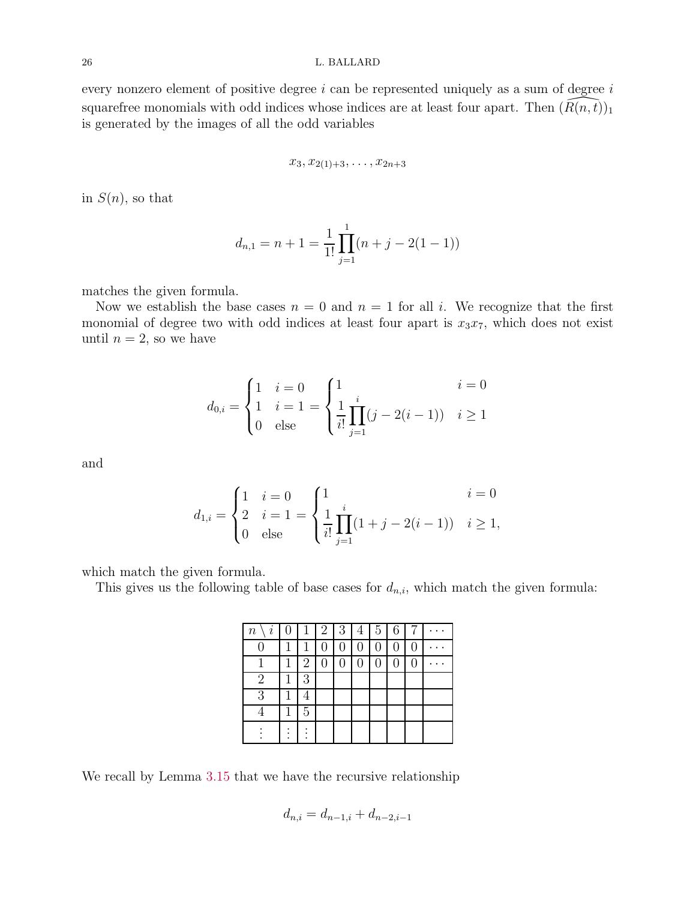every nonzero element of positive degree $i$ can be represented uniquely as a sum of degree $i$ squarefree monomials with odd indices whose indices are at least four apart. Then $(\widehat{R(n,t)})_1$ is generated by the images of all the odd variables

$$x_3, x_{2(1)+3}, \ldots, x_{2n+3}$$

in $S(n)$, so that

$$d_{n,1} = n+1 = \frac{1}{1!}\prod_{j=1}^{1}(n+j-2(1-1))$$

matches the given formula.

Now we establish the base cases $n=0$ and $n=1$ for all $i$. We recognize that the first monomial of degree two with odd indices at least four apart is $x_3x_7$, which does not exist until $n=2$, so we have

$$d_{0,i} = \begin{cases} 1 & i=0 \\ 1 & i=1 \\ 0 & \text{else} \end{cases} = \begin{cases} 1 & i=0 \\ \dfrac{1}{i!}\displaystyle\prod_{j=1}^{i}(j-2(i-1)) & i\geq 1 \end{cases}$$

and

$$d_{1,i} = \begin{cases} 1 & i=0 \\ 2 & i=1 \\ 0 & \text{else} \end{cases} = \begin{cases} 1 & i=0 \\ \dfrac{1}{i!}\displaystyle\prod_{j=1}^{i}(1+j-2(i-1)) & i\geq 1, \end{cases}$$

which match the given formula.

This gives us the following table of base cases for $d_{n,i}$, which match the given formula:

| $n \setminus i$ | 0 | 1 | 2 | 3 | 4 | 5 | 6 | 7 | $\cdots$ |
|---|---|---|---|---|---|---|---|---|---|
| 0 | 1 | 1 | 0 | 0 | 0 | 0 | 0 | 0 | $\cdots$ |
| 1 | 1 | 2 | 0 | 0 | 0 | 0 | 0 | 0 | $\cdots$ |
| 2 | 1 | 3 | | | | | | | |
| 3 | 1 | 4 | | | | | | | |
| 4 | 1 | 5 | | | | | | | |
| $\vdots$ | $\vdots$ | $\vdots$ | | | | | | | |

We recall by Lemma 3.15 that we have the recursive relationship

$$d_{n,i} = d_{n-1,i} + d_{n-2,i-1}$$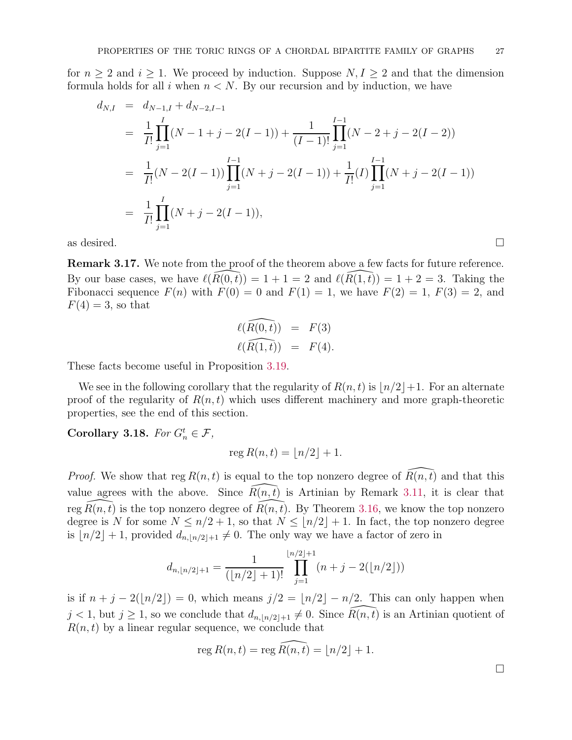for $n \geq 2$ and $i \geq 1$. We proceed by induction. Suppose $N, I \geq 2$ and that the dimension formula holds for all $i$ when $n < N$. By our recursion and by induction, we have

$$
\begin{aligned}
d_{N,I} &= d_{N-1,I} + d_{N-2,I-1} \\
&= \frac{1}{I!}\prod_{j=1}^{I}(N-1+j-2(I-1)) + \frac{1}{(I-1)!}\prod_{j=1}^{I-1}(N-2+j-2(I-2)) \\
&= \frac{1}{I!}(N-2(I-1))\prod_{j=1}^{I-1}(N+j-2(I-1)) + \frac{1}{I!}(I)\prod_{j=1}^{I-1}(N+j-2(I-1)) \\
&= \frac{1}{I!}\prod_{j=1}^{I}(N+j-2(I-1)),
\end{aligned}
$$

as desired. □

**Remark 3.17.** We note from the proof of the theorem above a few facts for future reference. By our base cases, we have $\ell(\widehat{R(0,t)}) = 1 + 1 = 2$ and $\ell(\widehat{R(1,t)}) = 1 + 2 = 3$. Taking the Fibonacci sequence $F(n)$ with $F(0) = 0$ and $F(1) = 1$, we have $F(2) = 1$, $F(3) = 2$, and $F(4) = 3$, so that

$$
\begin{aligned}
\ell(\widehat{R(0,t)}) &= F(3) \\
\ell(\widehat{R(1,t)}) &= F(4).
\end{aligned}
$$

These facts become useful in Proposition 3.19.

We see in the following corollary that the regularity of $R(n,t)$ is $\lfloor n/2 \rfloor + 1$. For an alternate proof of the regularity of $R(n,t)$ which uses different machinery and more graph-theoretic properties, see the end of this section.

**Corollary 3.18.** *For $G_n^t \in \mathcal{F}$,*

$$\operatorname{reg} R(n,t) = \lfloor n/2 \rfloor + 1.$$

*Proof.* We show that $\operatorname{reg} R(n,t)$ is equal to the top nonzero degree of $\widehat{R(n,t)}$ and that this value agrees with the above. Since $\widehat{R(n,t)}$ is Artinian by Remark 3.11, it is clear that $\operatorname{reg} \widehat{R(n,t)}$ is the top nonzero degree of $\widehat{R(n,t)}$. By Theorem 3.16, we know the top nonzero degree is $N$ for some $N \leq n/2 + 1$, so that $N \leq \lfloor n/2 \rfloor + 1$. In fact, the top nonzero degree is $\lfloor n/2 \rfloor + 1$, provided $d_{n,\lfloor n/2 \rfloor + 1} \neq 0$. The only way we have a factor of zero in

$$d_{n,\lfloor n/2 \rfloor+1} = \frac{1}{(\lfloor n/2 \rfloor + 1)!}\prod_{j=1}^{\lfloor n/2 \rfloor + 1}(n + j - 2(\lfloor n/2 \rfloor))$$

is if $n + j - 2(\lfloor n/2 \rfloor) = 0$, which means $j/2 = \lfloor n/2 \rfloor - n/2$. This can only happen when $j < 1$, but $j \geq 1$, so we conclude that $d_{n,\lfloor n/2 \rfloor+1} \neq 0$. Since $\widehat{R(n,t)}$ is an Artinian quotient of $R(n,t)$ by a linear regular sequence, we conclude that

$$\operatorname{reg} R(n,t) = \operatorname{reg} \widehat{R(n,t)} = \lfloor n/2 \rfloor + 1.$$

□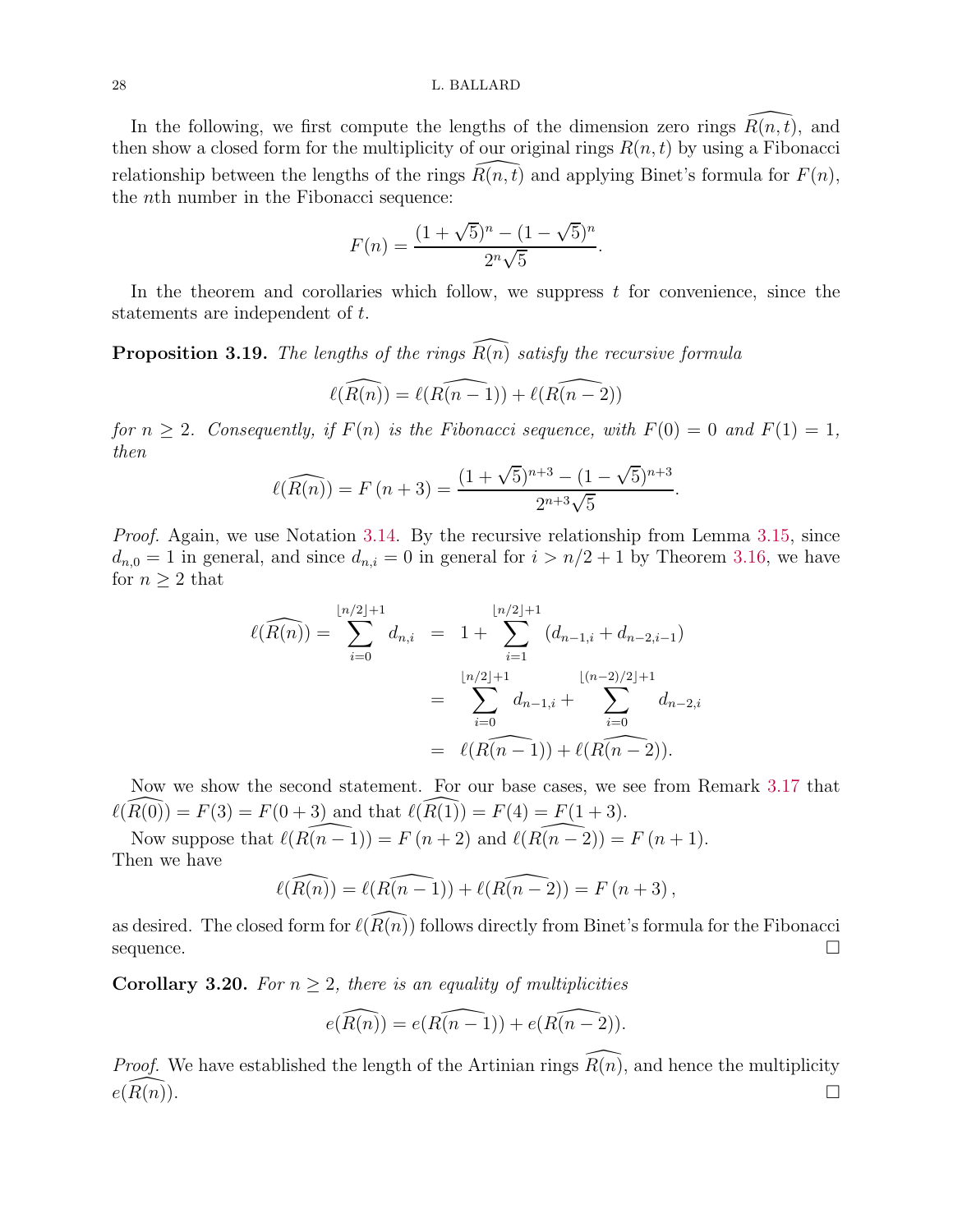In the following, we first compute the lengths of the dimension zero rings $\widehat{R(n,t)}$, and then show a closed form for the multiplicity of our original rings $R(n,t)$ by using a Fibonacci relationship between the lengths of the rings $\widehat{R(n,t)}$ and applying Binet's formula for $F(n)$, the $n$th number in the Fibonacci sequence:

$$F(n) = \frac{(1+\sqrt{5})^n - (1-\sqrt{5})^n}{2^n\sqrt{5}}.$$

In the theorem and corollaries which follow, we suppress $t$ for convenience, since the statements are independent of $t$.

**Proposition 3.19.** *The lengths of the rings $\widehat{R(n)}$ satisfy the recursive formula*

$$\ell(\widehat{R(n)}) = \ell(\widehat{R(n-1)}) + \ell(\widehat{R(n-2)})$$

*for $n \geq 2$. Consequently, if $F(n)$ is the Fibonacci sequence, with $F(0) = 0$ and $F(1) = 1$, then*

$$\ell(\widehat{R(n)}) = F(n+3) = \frac{(1+\sqrt{5})^{n+3} - (1-\sqrt{5})^{n+3}}{2^{n+3}\sqrt{5}}.$$

*Proof.* Again, we use Notation 3.14. By the recursive relationship from Lemma 3.15, since $d_{n,0} = 1$ in general, and since $d_{n,i} = 0$ in general for $i > n/2 + 1$ by Theorem 3.16, we have for $n \geq 2$ that

$$\begin{aligned}
\ell(\widehat{R(n)}) = \sum_{i=0}^{\lfloor n/2 \rfloor + 1} d_{n,i} &= 1 + \sum_{i=1}^{\lfloor n/2 \rfloor + 1} (d_{n-1,i} + d_{n-2,i-1}) \\
&= \sum_{i=0}^{\lfloor n/2 \rfloor + 1} d_{n-1,i} + \sum_{i=0}^{\lfloor (n-2)/2 \rfloor + 1} d_{n-2,i} \\
&= \ell(\widehat{R(n-1)}) + \ell(\widehat{R(n-2)}).
\end{aligned}$$

Now we show the second statement. For our base cases, we see from Remark 3.17 that $\ell(\widehat{R(0)}) = F(3) = F(0+3)$ and that $\ell(\widehat{R(1)}) = F(4) = F(1+3)$.

Now suppose that $\ell(\widehat{R(n-1)}) = F(n+2)$ and $\ell(\widehat{R(n-2)}) = F(n+1)$. Then we have

$$\ell(\widehat{R(n)}) = \ell(\widehat{R(n-1)}) + \ell(\widehat{R(n-2)}) = F(n+3),$$

as desired. The closed form for $\ell(\widehat{R(n)})$ follows directly from Binet's formula for the Fibonacci sequence. □

**Corollary 3.20.** *For $n \geq 2$, there is an equality of multiplicities*

$$e(\widehat{R(n)}) = e(\widehat{R(n-1)}) + e(\widehat{R(n-2)}).$$

*Proof.* We have established the length of the Artinian rings $\widehat{R(n)}$, and hence the multiplicity $e(\widehat{R(n)})$. □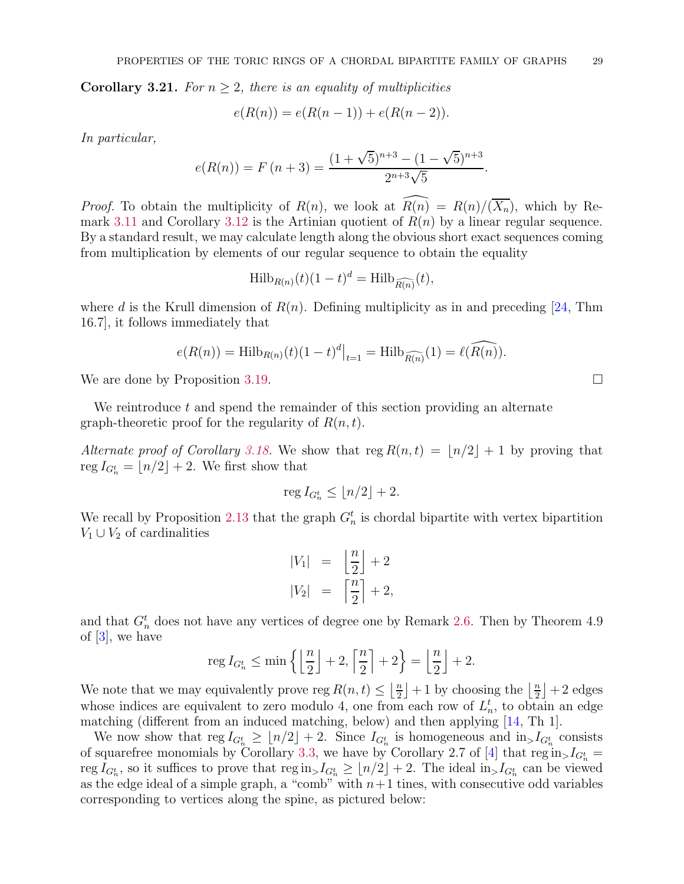**Corollary 3.21.** *For $n \geq 2$, there is an equality of multiplicities*

$$e(R(n)) = e(R(n-1)) + e(R(n-2)).$$

*In particular,*

$$e(R(n)) = F\,(n+3) = \frac{(1+\sqrt{5})^{n+3} - (1-\sqrt{5})^{n+3}}{2^{n+3}\sqrt{5}}.$$

*Proof.* To obtain the multiplicity of $R(n)$, we look at $\widehat{R(n)} = R(n)/(\overline{X_n})$, which by Remark 3.11 and Corollary 3.12 is the Artinian quotient of $R(n)$ by a linear regular sequence. By a standard result, we may calculate length along the obvious short exact sequences coming from multiplication by elements of our regular sequence to obtain the equality

$$\mathrm{Hilb}_{R(n)}(t)(1-t)^d = \mathrm{Hilb}_{\widehat{R(n)}}(t),$$

where $d$ is the Krull dimension of $R(n)$. Defining multiplicity as in and preceding [24, Thm 16.7], it follows immediately that

$$e(R(n)) = \mathrm{Hilb}_{R(n)}(t)(1-t)^d\big|_{t=1} = \mathrm{Hilb}_{\widehat{R(n)}}(1) = \ell(\widehat{R(n)}).$$

We are done by Proposition 3.19. $\square$

We reintroduce $t$ and spend the remainder of this section providing an alternate graph-theoretic proof for the regularity of $R(n,t)$.

*Alternate proof of Corollary 3.18.* We show that $\operatorname{reg} R(n,t) = \lfloor n/2 \rfloor + 1$ by proving that $\operatorname{reg} I_{G_n^t} = \lfloor n/2 \rfloor + 2$. We first show that

$$\operatorname{reg} I_{G_n^t} \leq \lfloor n/2 \rfloor + 2.$$

We recall by Proposition 2.13 that the graph $G_n^t$ is chordal bipartite with vertex bipartition $V_1 \cup V_2$ of cardinalities

$$\begin{aligned} |V_1| &= \left\lfloor \frac{n}{2} \right\rfloor + 2 \\ |V_2| &= \left\lceil \frac{n}{2} \right\rceil + 2, \end{aligned}$$

and that $G_n^t$ does not have any vertices of degree one by Remark 2.6. Then by Theorem 4.9 of [3], we have

$$\operatorname{reg} I_{G_n^t} \leq \min\left\{ \left\lfloor \frac{n}{2} \right\rfloor + 2, \left\lceil \frac{n}{2} \right\rceil + 2 \right\} = \left\lfloor \frac{n}{2} \right\rfloor + 2.$$

We note that we may equivalently prove $\operatorname{reg} R(n,t) \leq \left\lfloor \frac{n}{2} \right\rfloor + 1$ by choosing the $\left\lfloor \frac{n}{2} \right\rfloor + 2$ edges whose indices are equivalent to zero modulo 4, one from each row of $L_n^t$, to obtain an edge matching (different from an induced matching, below) and then applying [14, Th 1].

We now show that $\operatorname{reg} I_{G_n^t} \geq \lfloor n/2 \rfloor + 2$. Since $I_{G_n^t}$ is homogeneous and $\mathrm{in}_> I_{G_n^t}$ consists of squarefree monomials by Corollary 3.3, we have by Corollary 2.7 of [4] that $\operatorname{reg} \mathrm{in}_> I_{G_n^t} = \operatorname{reg} I_{G_n^t}$, so it suffices to prove that $\operatorname{reg} \mathrm{in}_> I_{G_n^t} \geq \lfloor n/2 \rfloor + 2$. The ideal $\mathrm{in}_> I_{G_n^t}$ can be viewed as the edge ideal of a simple graph, a "comb" with $n+1$ tines, with consecutive odd variables corresponding to vertices along the spine, as pictured below: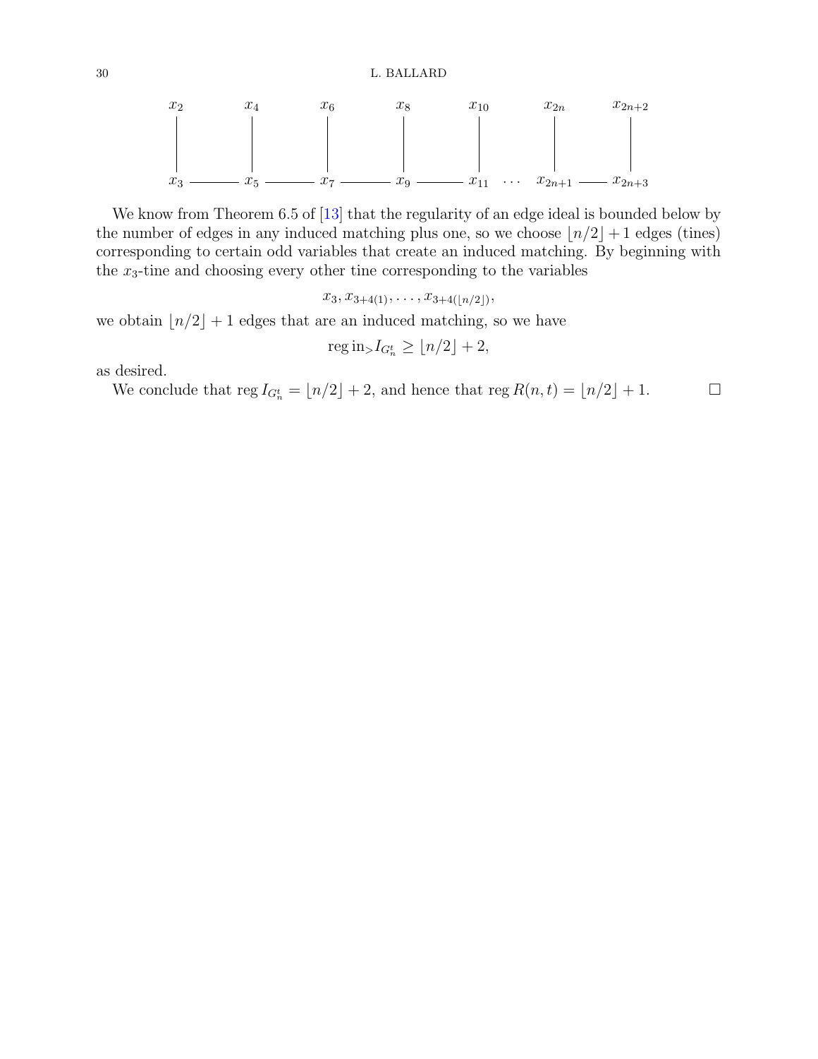$x_2$ &nbsp;&nbsp; $x_4$ &nbsp;&nbsp; $x_6$ &nbsp;&nbsp; $x_8$ &nbsp;&nbsp; $x_{10}$ &nbsp;&nbsp; $x_{2n}$ &nbsp;&nbsp; $x_{2n+2}$

$x_3$ — $x_5$ — $x_7$ — $x_9$ — $x_{11}$ $\cdots$ $x_{2n+1}$ — $x_{2n+3}$

We know from Theorem 6.5 of [13] that the regularity of an edge ideal is bounded below by the number of edges in any induced matching plus one, so we choose $\lfloor n/2 \rfloor + 1$ edges (tines) corresponding to certain odd variables that create an induced matching. By beginning with the $x_3$-tine and choosing every other tine corresponding to the variables

$$x_3, x_{3+4(1)}, \ldots, x_{3+4(\lfloor n/2 \rfloor)},$$

we obtain $\lfloor n/2 \rfloor + 1$ edges that are an induced matching, so we have

$$\operatorname{reg} \operatorname{in}_> I_{G_n^t} \geq \lfloor n/2 \rfloor + 2,$$

as desired.

We conclude that $\operatorname{reg} I_{G_n^t} = \lfloor n/2 \rfloor + 2$, and hence that $\operatorname{reg} R(n,t) = \lfloor n/2 \rfloor + 1$. $\square$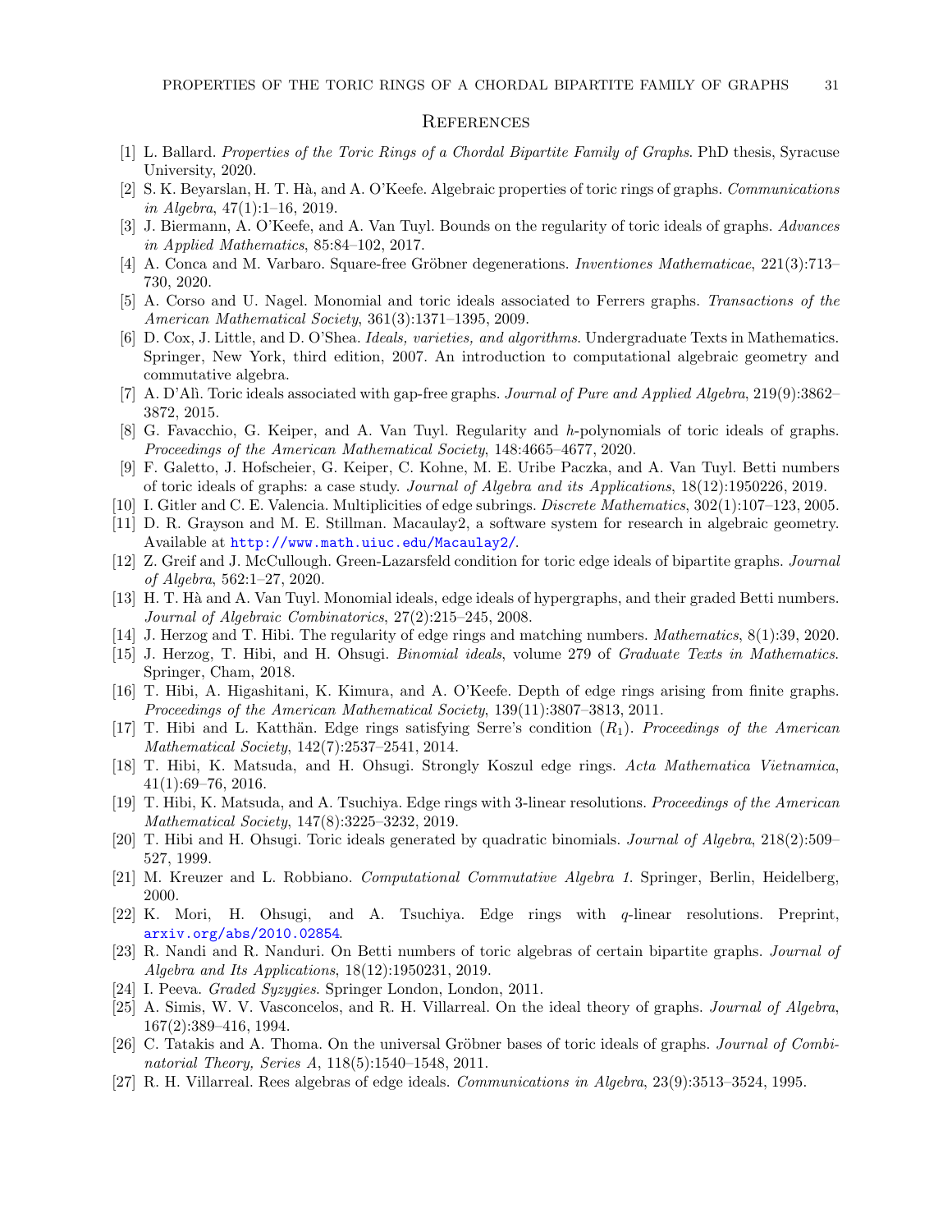## References

[1] L. Ballard. *Properties of the Toric Rings of a Chordal Bipartite Family of Graphs*. PhD thesis, Syracuse University, 2020.

[2] S. K. Beyarslan, H. T. Hà, and A. O'Keefe. Algebraic properties of toric rings of graphs. *Communications in Algebra*, 47(1):1–16, 2019.

[3] J. Biermann, A. O'Keefe, and A. Van Tuyl. Bounds on the regularity of toric ideals of graphs. *Advances in Applied Mathematics*, 85:84–102, 2017.

[4] A. Conca and M. Varbaro. Square-free Gröbner degenerations. *Inventiones Mathematicae*, 221(3):713–730, 2020.

[5] A. Corso and U. Nagel. Monomial and toric ideals associated to Ferrers graphs. *Transactions of the American Mathematical Society*, 361(3):1371–1395, 2009.

[6] D. Cox, J. Little, and D. O'Shea. *Ideals, varieties, and algorithms*. Undergraduate Texts in Mathematics. Springer, New York, third edition, 2007. An introduction to computational algebraic geometry and commutative algebra.

[7] A. D'Alì. Toric ideals associated with gap-free graphs. *Journal of Pure and Applied Algebra*, 219(9):3862–3872, 2015.

[8] G. Favacchio, G. Keiper, and A. Van Tuyl. Regularity and $h$-polynomials of toric ideals of graphs. *Proceedings of the American Mathematical Society*, 148:4665–4677, 2020.

[9] F. Galetto, J. Hofscheier, G. Keiper, C. Kohne, M. E. Uribe Paczka, and A. Van Tuyl. Betti numbers of toric ideals of graphs: a case study. *Journal of Algebra and its Applications*, 18(12):1950226, 2019.

[10] I. Gitler and C. E. Valencia. Multiplicities of edge subrings. *Discrete Mathematics*, 302(1):107–123, 2005.

[11] D. R. Grayson and M. E. Stillman. Macaulay2, a software system for research in algebraic geometry. Available at http://www.math.uiuc.edu/Macaulay2/.

[12] Z. Greif and J. McCullough. Green-Lazarsfeld condition for toric edge ideals of bipartite graphs. *Journal of Algebra*, 562:1–27, 2020.

[13] H. T. Hà and A. Van Tuyl. Monomial ideals, edge ideals of hypergraphs, and their graded Betti numbers. *Journal of Algebraic Combinatorics*, 27(2):215–245, 2008.

[14] J. Herzog and T. Hibi. The regularity of edge rings and matching numbers. *Mathematics*, 8(1):39, 2020.

[15] J. Herzog, T. Hibi, and H. Ohsugi. *Binomial ideals*, volume 279 of *Graduate Texts in Mathematics*. Springer, Cham, 2018.

[16] T. Hibi, A. Higashitani, K. Kimura, and A. O'Keefe. Depth of edge rings arising from finite graphs. *Proceedings of the American Mathematical Society*, 139(11):3807–3813, 2011.

[17] T. Hibi and L. Katthän. Edge rings satisfying Serre's condition $(R_1)$. *Proceedings of the American Mathematical Society*, 142(7):2537–2541, 2014.

[18] T. Hibi, K. Matsuda, and H. Ohsugi. Strongly Koszul edge rings. *Acta Mathematica Vietnamica*, 41(1):69–76, 2016.

[19] T. Hibi, K. Matsuda, and A. Tsuchiya. Edge rings with 3-linear resolutions. *Proceedings of the American Mathematical Society*, 147(8):3225–3232, 2019.

[20] T. Hibi and H. Ohsugi. Toric ideals generated by quadratic binomials. *Journal of Algebra*, 218(2):509–527, 1999.

[21] M. Kreuzer and L. Robbiano. *Computational Commutative Algebra 1*. Springer, Berlin, Heidelberg, 2000.

[22] K. Mori, H. Ohsugi, and A. Tsuchiya. Edge rings with $q$-linear resolutions. Preprint, arxiv.org/abs/2010.02854.

[23] R. Nandi and R. Nanduri. On Betti numbers of toric algebras of certain bipartite graphs. *Journal of Algebra and Its Applications*, 18(12):1950231, 2019.

[24] I. Peeva. *Graded Syzygies*. Springer London, London, 2011.

[25] A. Simis, W. V. Vasconcelos, and R. H. Villarreal. On the ideal theory of graphs. *Journal of Algebra*, 167(2):389–416, 1994.

[26] C. Tatakis and A. Thoma. On the universal Gröbner bases of toric ideals of graphs. *Journal of Combinatorial Theory, Series A*, 118(5):1540–1548, 2011.

[27] R. H. Villarreal. Rees algebras of edge ideals. *Communications in Algebra*, 23(9):3513–3524, 1995.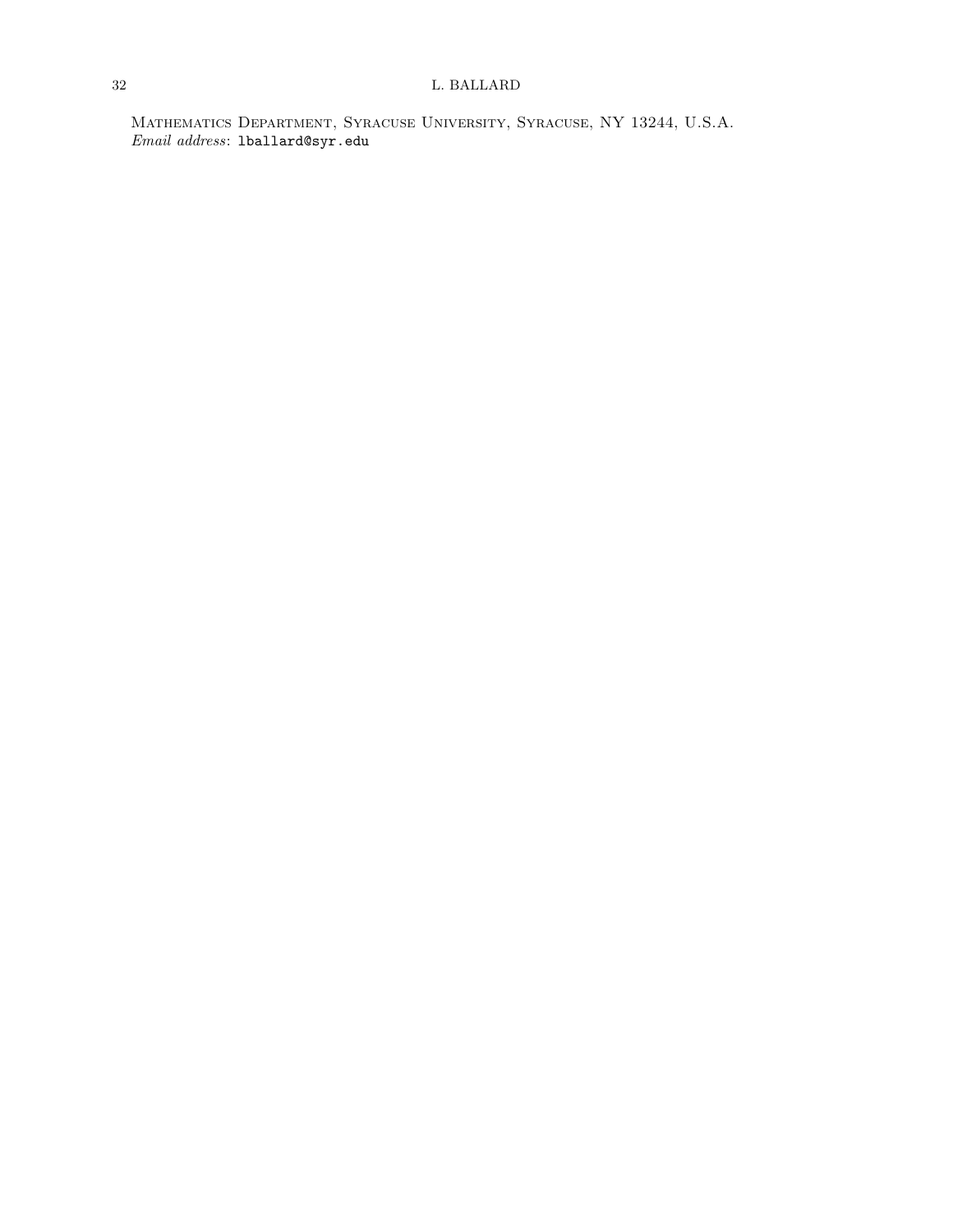Mathematics Department, Syracuse University, Syracuse, NY 13244, U.S.A.
*Email address*: lballard@syr.edu